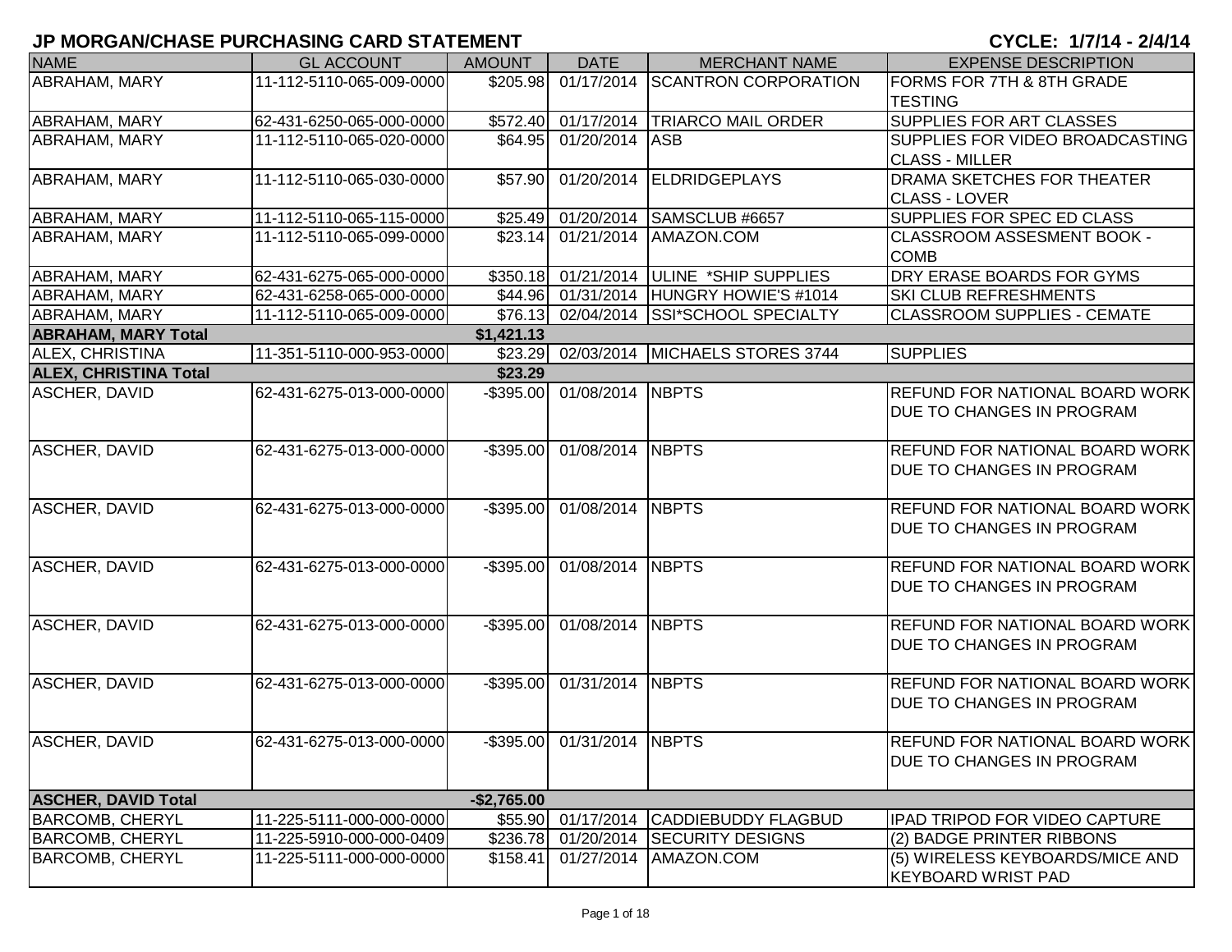# JP MORGAN/CHASE PURCHASING CARD STATEMENT

**CYCLE: 1/7/14 - 2/4/14**

| NAME | GL ACCOUNT | AMOUNT | DATE | MERCHANT NAME | EXPENSE DESCRIPTION |
|---|---|---|---|---|---|
| ABRAHAM, MARY | 11-112-5110-065-009-0000 | $205.98 | 01/17/2014 | SCANTRON CORPORATION | FORMS FOR 7TH & 8TH GRADE TESTING |
| ABRAHAM, MARY | 62-431-6250-065-000-0000 | $572.40 | 01/17/2014 | TRIARCO MAIL ORDER | SUPPLIES FOR ART CLASSES |
| ABRAHAM, MARY | 11-112-5110-065-020-0000 | $64.95 | 01/20/2014 | ASB | SUPPLIES FOR VIDEO BROADCASTING CLASS - MILLER |
| ABRAHAM, MARY | 11-112-5110-065-030-0000 | $57.90 | 01/20/2014 | ELDRIDGEPLAYS | DRAMA SKETCHES FOR THEATER CLASS - LOVER |
| ABRAHAM, MARY | 11-112-5110-065-115-0000 | $25.49 | 01/20/2014 | SAMSCLUB #6657 | SUPPLIES FOR SPEC ED CLASS |
| ABRAHAM, MARY | 11-112-5110-065-099-0000 | $23.14 | 01/21/2014 | AMAZON.COM | CLASSROOM ASSESMENT BOOK - COMB |
| ABRAHAM, MARY | 62-431-6275-065-000-0000 | $350.18 | 01/21/2014 | ULINE *SHIP SUPPLIES | DRY ERASE BOARDS FOR GYMS |
| ABRAHAM, MARY | 62-431-6258-065-000-0000 | $44.96 | 01/31/2014 | HUNGRY HOWIE'S #1014 | SKI CLUB REFRESHMENTS |
| ABRAHAM, MARY | 11-112-5110-065-009-0000 | $76.13 | 02/04/2014 | SSI*SCHOOL SPECIALTY | CLASSROOM SUPPLIES - CEMATE |
| **ABRAHAM, MARY Total** | | **$1,421.13** | | | |
| ALEX, CHRISTINA | 11-351-5110-000-953-0000 | $23.29 | 02/03/2014 | MICHAELS STORES 3744 | SUPPLIES |
| **ALEX, CHRISTINA Total** | | **$23.29** | | | |
| ASCHER, DAVID | 62-431-6275-013-000-0000 | -$395.00 | 01/08/2014 | NBPTS | REFUND FOR NATIONAL BOARD WORK DUE TO CHANGES IN PROGRAM |
| ASCHER, DAVID | 62-431-6275-013-000-0000 | -$395.00 | 01/08/2014 | NBPTS | REFUND FOR NATIONAL BOARD WORK DUE TO CHANGES IN PROGRAM |
| ASCHER, DAVID | 62-431-6275-013-000-0000 | -$395.00 | 01/08/2014 | NBPTS | REFUND FOR NATIONAL BOARD WORK DUE TO CHANGES IN PROGRAM |
| ASCHER, DAVID | 62-431-6275-013-000-0000 | -$395.00 | 01/08/2014 | NBPTS | REFUND FOR NATIONAL BOARD WORK DUE TO CHANGES IN PROGRAM |
| ASCHER, DAVID | 62-431-6275-013-000-0000 | -$395.00 | 01/08/2014 | NBPTS | REFUND FOR NATIONAL BOARD WORK DUE TO CHANGES IN PROGRAM |
| ASCHER, DAVID | 62-431-6275-013-000-0000 | -$395.00 | 01/31/2014 | NBPTS | REFUND FOR NATIONAL BOARD WORK DUE TO CHANGES IN PROGRAM |
| ASCHER, DAVID | 62-431-6275-013-000-0000 | -$395.00 | 01/31/2014 | NBPTS | REFUND FOR NATIONAL BOARD WORK DUE TO CHANGES IN PROGRAM |
| **ASCHER, DAVID Total** | | **-$2,765.00** | | | |
| BARCOMB, CHERYL | 11-225-5111-000-000-0000 | $55.90 | 01/17/2014 | CADDIEBUDDY FLAGBUD | IPAD TRIPOD FOR VIDEO CAPTURE |
| BARCOMB, CHERYL | 11-225-5910-000-000-0409 | $236.78 | 01/20/2014 | SECURITY DESIGNS | (2) BADGE PRINTER RIBBONS |
| BARCOMB, CHERYL | 11-225-5111-000-000-0000 | $158.41 | 01/27/2014 | AMAZON.COM | (5) WIRELESS KEYBOARDS/MICE AND KEYBOARD WRIST PAD |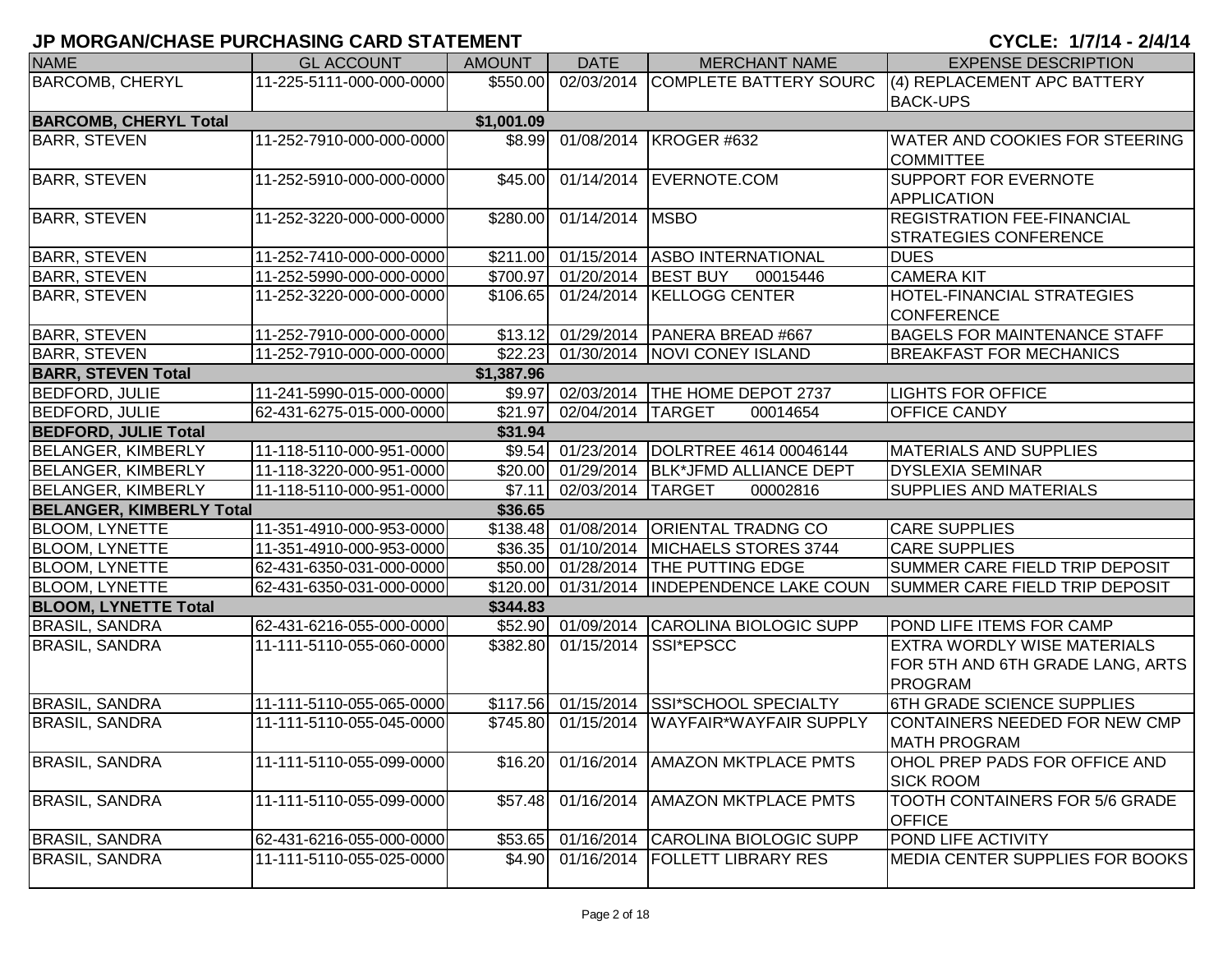## JP MORGAN/CHASE PURCHASING CARD STATEMENT

**CYCLE: 1/7/14 - 2/4/14**

| NAME | GL ACCOUNT | AMOUNT | DATE | MERCHANT NAME | EXPENSE DESCRIPTION |
|---|---|---|---|---|---|
| BARCOMB, CHERYL | 11-225-5111-000-000-0000 | $550.00 | 02/03/2014 | COMPLETE BATTERY SOURC | (4) REPLACEMENT APC BATTERY BACK-UPS |
| **BARCOMB, CHERYL Total** | | **$1,001.09** | | | |
| BARR, STEVEN | 11-252-7910-000-000-0000 | $8.99 | 01/08/2014 | KROGER #632 | WATER AND COOKIES FOR STEERING COMMITTEE |
| BARR, STEVEN | 11-252-5910-000-000-0000 | $45.00 | 01/14/2014 | EVERNOTE.COM | SUPPORT FOR EVERNOTE APPLICATION |
| BARR, STEVEN | 11-252-3220-000-000-0000 | $280.00 | 01/14/2014 | MSBO | REGISTRATION FEE-FINANCIAL STRATEGIES CONFERENCE |
| BARR, STEVEN | 11-252-7410-000-000-0000 | $211.00 | 01/15/2014 | ASBO INTERNATIONAL | DUES |
| BARR, STEVEN | 11-252-5990-000-000-0000 | $700.97 | 01/20/2014 | BEST BUY 00015446 | CAMERA KIT |
| BARR, STEVEN | 11-252-3220-000-000-0000 | $106.65 | 01/24/2014 | KELLOGG CENTER | HOTEL-FINANCIAL STRATEGIES CONFERENCE |
| BARR, STEVEN | 11-252-7910-000-000-0000 | $13.12 | 01/29/2014 | PANERA BREAD #667 | BAGELS FOR MAINTENANCE STAFF |
| BARR, STEVEN | 11-252-7910-000-000-0000 | $22.23 | 01/30/2014 | NOVI CONEY ISLAND | BREAKFAST FOR MECHANICS |
| **BARR, STEVEN Total** | | **$1,387.96** | | | |
| BEDFORD, JULIE | 11-241-5990-015-000-0000 | $9.97 | 02/03/2014 | THE HOME DEPOT 2737 | LIGHTS FOR OFFICE |
| BEDFORD, JULIE | 62-431-6275-015-000-0000 | $21.97 | 02/04/2014 | TARGET 00014654 | OFFICE CANDY |
| **BEDFORD, JULIE Total** | | **$31.94** | | | |
| BELANGER, KIMBERLY | 11-118-5110-000-951-0000 | $9.54 | 01/23/2014 | DOLRTREE 4614 00046144 | MATERIALS AND SUPPLIES |
| BELANGER, KIMBERLY | 11-118-3220-000-951-0000 | $20.00 | 01/29/2014 | BLK*JFMD ALLIANCE DEPT | DYSLEXIA SEMINAR |
| BELANGER, KIMBERLY | 11-118-5110-000-951-0000 | $7.11 | 02/03/2014 | TARGET 00002816 | SUPPLIES AND MATERIALS |
| **BELANGER, KIMBERLY Total** | | **$36.65** | | | |
| BLOOM, LYNETTE | 11-351-4910-000-953-0000 | $138.48 | 01/08/2014 | ORIENTAL TRADNG CO | CARE SUPPLIES |
| BLOOM, LYNETTE | 11-351-4910-000-953-0000 | $36.35 | 01/10/2014 | MICHAELS STORES 3744 | CARE SUPPLIES |
| BLOOM, LYNETTE | 62-431-6350-031-000-0000 | $50.00 | 01/28/2014 | THE PUTTING EDGE | SUMMER CARE FIELD TRIP DEPOSIT |
| BLOOM, LYNETTE | 62-431-6350-031-000-0000 | $120.00 | 01/31/2014 | INDEPENDENCE LAKE COUN | SUMMER CARE FIELD TRIP DEPOSIT |
| **BLOOM, LYNETTE Total** | | **$344.83** | | | |
| BRASIL, SANDRA | 62-431-6216-055-000-0000 | $52.90 | 01/09/2014 | CAROLINA BIOLOGIC SUPP | POND LIFE ITEMS FOR CAMP |
| BRASIL, SANDRA | 11-111-5110-055-060-0000 | $382.80 | 01/15/2014 | SSI*EPSCC | EXTRA WORDLY WISE MATERIALS FOR 5TH AND 6TH GRADE LANG, ARTS PROGRAM |
| BRASIL, SANDRA | 11-111-5110-055-065-0000 | $117.56 | 01/15/2014 | SSI*SCHOOL SPECIALTY | 6TH GRADE SCIENCE SUPPLIES |
| BRASIL, SANDRA | 11-111-5110-055-045-0000 | $745.80 | 01/15/2014 | WAYFAIR*WAYFAIR SUPPLY | CONTAINERS NEEDED FOR NEW CMP MATH PROGRAM |
| BRASIL, SANDRA | 11-111-5110-055-099-0000 | $16.20 | 01/16/2014 | AMAZON MKTPLACE PMTS | OHOL PREP PADS FOR OFFICE AND SICK ROOM |
| BRASIL, SANDRA | 11-111-5110-055-099-0000 | $57.48 | 01/16/2014 | AMAZON MKTPLACE PMTS | TOOTH CONTAINERS FOR 5/6 GRADE OFFICE |
| BRASIL, SANDRA | 62-431-6216-055-000-0000 | $53.65 | 01/16/2014 | CAROLINA BIOLOGIC SUPP | POND LIFE ACTIVITY |
| BRASIL, SANDRA | 11-111-5110-055-025-0000 | $4.90 | 01/16/2014 | FOLLETT LIBRARY RES | MEDIA CENTER SUPPLIES FOR BOOKS |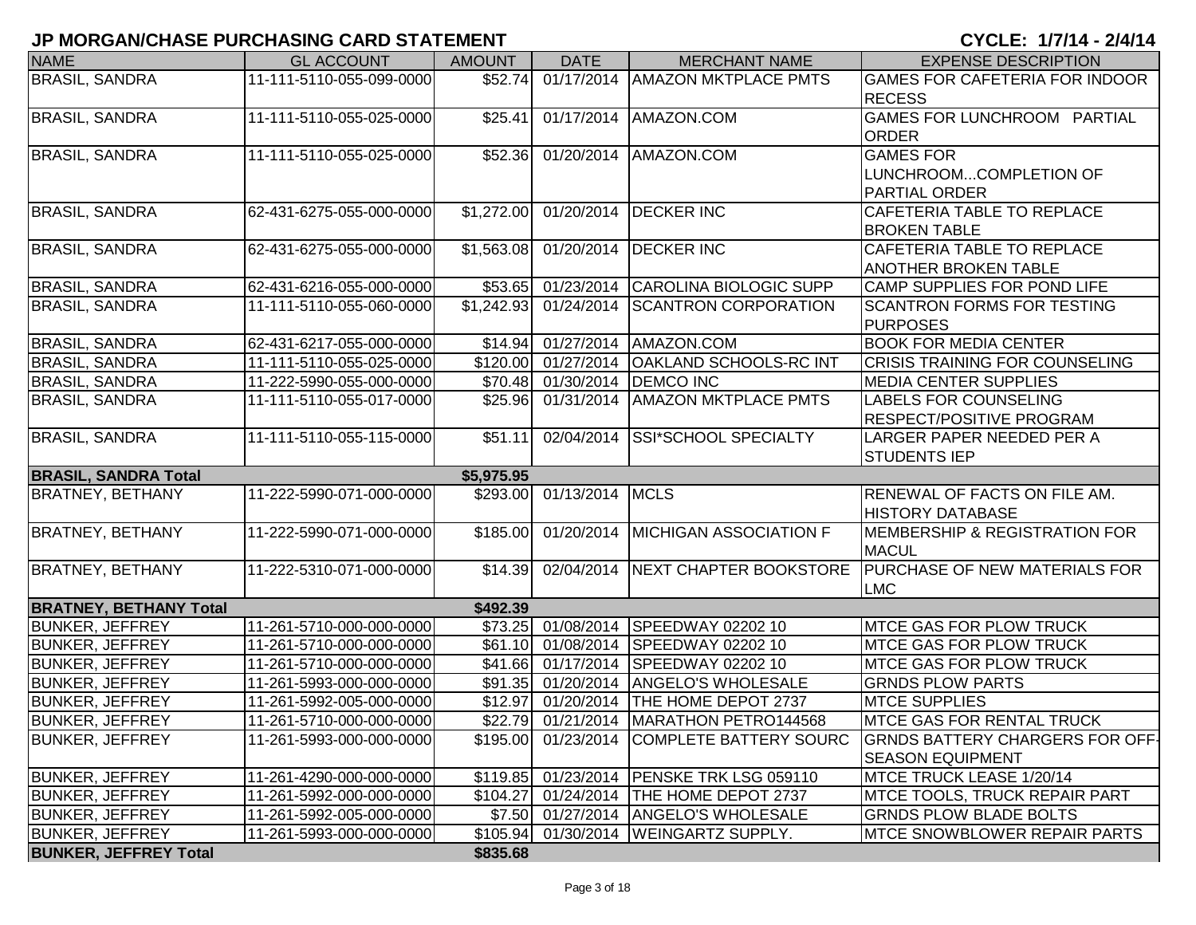# JP MORGAN/CHASE PURCHASING CARD STATEMENT

**CYCLE: 1/7/14 - 2/4/14**

| NAME | GL ACCOUNT | AMOUNT | DATE | MERCHANT NAME | EXPENSE DESCRIPTION |
|---|---|---|---|---|---|
| BRASIL, SANDRA | 11-111-5110-055-099-0000 | $52.74 | 01/17/2014 | AMAZON MKTPLACE PMTS | GAMES FOR CAFETERIA FOR INDOOR RECESS |
| BRASIL, SANDRA | 11-111-5110-055-025-0000 | $25.41 | 01/17/2014 | AMAZON.COM | GAMES FOR LUNCHROOM PARTIAL ORDER |
| BRASIL, SANDRA | 11-111-5110-055-025-0000 | $52.36 | 01/20/2014 | AMAZON.COM | GAMES FOR LUNCHROOM...COMPLETION OF PARTIAL ORDER |
| BRASIL, SANDRA | 62-431-6275-055-000-0000 | $1,272.00 | 01/20/2014 | DECKER INC | CAFETERIA TABLE TO REPLACE BROKEN TABLE |
| BRASIL, SANDRA | 62-431-6275-055-000-0000 | $1,563.08 | 01/20/2014 | DECKER INC | CAFETERIA TABLE TO REPLACE ANOTHER BROKEN TABLE |
| BRASIL, SANDRA | 62-431-6216-055-000-0000 | $53.65 | 01/23/2014 | CAROLINA BIOLOGIC SUPP | CAMP SUPPLIES FOR POND LIFE |
| BRASIL, SANDRA | 11-111-5110-055-060-0000 | $1,242.93 | 01/24/2014 | SCANTRON CORPORATION | SCANTRON FORMS FOR TESTING PURPOSES |
| BRASIL, SANDRA | 62-431-6217-055-000-0000 | $14.94 | 01/27/2014 | AMAZON.COM | BOOK FOR MEDIA CENTER |
| BRASIL, SANDRA | 11-111-5110-055-025-0000 | $120.00 | 01/27/2014 | OAKLAND SCHOOLS-RC INT | CRISIS TRAINING FOR COUNSELING |
| BRASIL, SANDRA | 11-222-5990-055-000-0000 | $70.48 | 01/30/2014 | DEMCO INC | MEDIA CENTER SUPPLIES |
| BRASIL, SANDRA | 11-111-5110-055-017-0000 | $25.96 | 01/31/2014 | AMAZON MKTPLACE PMTS | LABELS FOR COUNSELING RESPECT/POSITIVE PROGRAM |
| BRASIL, SANDRA | 11-111-5110-055-115-0000 | $51.11 | 02/04/2014 | SSI*SCHOOL SPECIALTY | LARGER PAPER NEEDED PER A STUDENTS IEP |
| **BRASIL, SANDRA Total** | | **$5,975.95** | | | |
| BRATNEY, BETHANY | 11-222-5990-071-000-0000 | $293.00 | 01/13/2014 | MCLS | RENEWAL OF FACTS ON FILE AM. HISTORY DATABASE |
| BRATNEY, BETHANY | 11-222-5990-071-000-0000 | $185.00 | 01/20/2014 | MICHIGAN ASSOCIATION F | MEMBERSHIP & REGISTRATION FOR MACUL |
| BRATNEY, BETHANY | 11-222-5310-071-000-0000 | $14.39 | 02/04/2014 | NEXT CHAPTER BOOKSTORE | PURCHASE OF NEW MATERIALS FOR LMC |
| **BRATNEY, BETHANY Total** | | **$492.39** | | | |
| BUNKER, JEFFREY | 11-261-5710-000-000-0000 | $73.25 | 01/08/2014 | SPEEDWAY 02202 10 | MTCE GAS FOR PLOW TRUCK |
| BUNKER, JEFFREY | 11-261-5710-000-000-0000 | $61.10 | 01/08/2014 | SPEEDWAY 02202 10 | MTCE GAS FOR PLOW TRUCK |
| BUNKER, JEFFREY | 11-261-5710-000-000-0000 | $41.66 | 01/17/2014 | SPEEDWAY 02202 10 | MTCE GAS FOR PLOW TRUCK |
| BUNKER, JEFFREY | 11-261-5993-000-000-0000 | $91.35 | 01/20/2014 | ANGELO'S WHOLESALE | GRNDS PLOW PARTS |
| BUNKER, JEFFREY | 11-261-5992-005-000-0000 | $12.97 | 01/20/2014 | THE HOME DEPOT 2737 | MTCE SUPPLIES |
| BUNKER, JEFFREY | 11-261-5710-000-000-0000 | $22.79 | 01/21/2014 | MARATHON PETRO144568 | MTCE GAS FOR RENTAL TRUCK |
| BUNKER, JEFFREY | 11-261-5993-000-000-0000 | $195.00 | 01/23/2014 | COMPLETE BATTERY SOURC | GRNDS BATTERY CHARGERS FOR OFF-SEASON EQUIPMENT |
| BUNKER, JEFFREY | 11-261-4290-000-000-0000 | $119.85 | 01/23/2014 | PENSKE TRK LSG 059110 | MTCE TRUCK LEASE 1/20/14 |
| BUNKER, JEFFREY | 11-261-5992-000-000-0000 | $104.27 | 01/24/2014 | THE HOME DEPOT 2737 | MTCE TOOLS, TRUCK REPAIR PART |
| BUNKER, JEFFREY | 11-261-5992-005-000-0000 | $7.50 | 01/27/2014 | ANGELO'S WHOLESALE | GRNDS PLOW BLADE BOLTS |
| BUNKER, JEFFREY | 11-261-5993-000-000-0000 | $105.94 | 01/30/2014 | WEINGARTZ SUPPLY. | MTCE SNOWBLOWER REPAIR PARTS |
| **BUNKER, JEFFREY Total** | | **$835.68** | | | |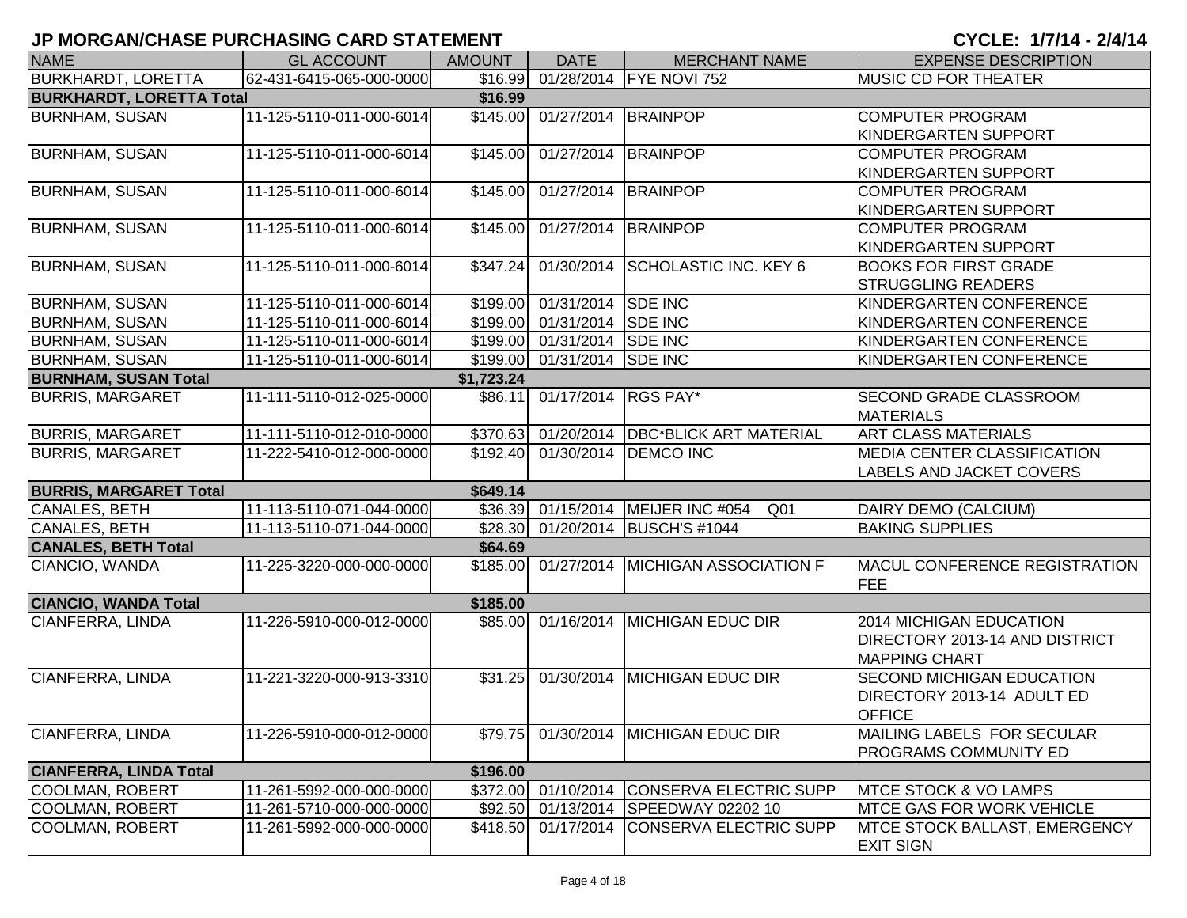# JP MORGAN/CHASE PURCHASING CARD STATEMENT

**CYCLE: 1/7/14 - 2/4/14**

| NAME | GL ACCOUNT | AMOUNT | DATE | MERCHANT NAME | EXPENSE DESCRIPTION |
|---|---|---|---|---|---|
| BURKHARDT, LORETTA | 62-431-6415-065-000-0000 | $16.99 | 01/28/2014 | FYE NOVI 752 | MUSIC CD FOR THEATER |
| **BURKHARDT, LORETTA Total** | | **$16.99** | | | |
| BURNHAM, SUSAN | 11-125-5110-011-000-6014 | $145.00 | 01/27/2014 | BRAINPOP | COMPUTER PROGRAM KINDERGARTEN SUPPORT |
| BURNHAM, SUSAN | 11-125-5110-011-000-6014 | $145.00 | 01/27/2014 | BRAINPOP | COMPUTER PROGRAM KINDERGARTEN SUPPORT |
| BURNHAM, SUSAN | 11-125-5110-011-000-6014 | $145.00 | 01/27/2014 | BRAINPOP | COMPUTER PROGRAM KINDERGARTEN SUPPORT |
| BURNHAM, SUSAN | 11-125-5110-011-000-6014 | $145.00 | 01/27/2014 | BRAINPOP | COMPUTER PROGRAM KINDERGARTEN SUPPORT |
| BURNHAM, SUSAN | 11-125-5110-011-000-6014 | $347.24 | 01/30/2014 | SCHOLASTIC INC. KEY 6 | BOOKS FOR FIRST GRADE STRUGGLING READERS |
| BURNHAM, SUSAN | 11-125-5110-011-000-6014 | $199.00 | 01/31/2014 | SDE INC | KINDERGARTEN CONFERENCE |
| BURNHAM, SUSAN | 11-125-5110-011-000-6014 | $199.00 | 01/31/2014 | SDE INC | KINDERGARTEN CONFERENCE |
| BURNHAM, SUSAN | 11-125-5110-011-000-6014 | $199.00 | 01/31/2014 | SDE INC | KINDERGARTEN CONFERENCE |
| BURNHAM, SUSAN | 11-125-5110-011-000-6014 | $199.00 | 01/31/2014 | SDE INC | KINDERGARTEN CONFERENCE |
| **BURNHAM, SUSAN Total** | | **$1,723.24** | | | |
| BURRIS, MARGARET | 11-111-5110-012-025-0000 | $86.11 | 01/17/2014 | RGS PAY* | SECOND GRADE CLASSROOM MATERIALS |
| BURRIS, MARGARET | 11-111-5110-012-010-0000 | $370.63 | 01/20/2014 | DBC*BLICK ART MATERIAL | ART CLASS MATERIALS |
| BURRIS, MARGARET | 11-222-5410-012-000-0000 | $192.40 | 01/30/2014 | DEMCO INC | MEDIA CENTER CLASSIFICATION LABELS AND JACKET COVERS |
| **BURRIS, MARGARET Total** | | **$649.14** | | | |
| CANALES, BETH | 11-113-5110-071-044-0000 | $36.39 | 01/15/2014 | MEIJER INC #054 Q01 | DAIRY DEMO (CALCIUM) |
| CANALES, BETH | 11-113-5110-071-044-0000 | $28.30 | 01/20/2014 | BUSCH'S #1044 | BAKING SUPPLIES |
| **CANALES, BETH Total** | | **$64.69** | | | |
| CIANCIO, WANDA | 11-225-3220-000-000-0000 | $185.00 | 01/27/2014 | MICHIGAN ASSOCIATION F | MACUL CONFERENCE REGISTRATION FEE |
| **CIANCIO, WANDA Total** | | **$185.00** | | | |
| CIANFERRA, LINDA | 11-226-5910-000-012-0000 | $85.00 | 01/16/2014 | MICHIGAN EDUC DIR | 2014 MICHIGAN EDUCATION DIRECTORY 2013-14 AND DISTRICT MAPPING CHART |
| CIANFERRA, LINDA | 11-221-3220-000-913-3310 | $31.25 | 01/30/2014 | MICHIGAN EDUC DIR | SECOND MICHIGAN EDUCATION DIRECTORY 2013-14 ADULT ED OFFICE |
| CIANFERRA, LINDA | 11-226-5910-000-012-0000 | $79.75 | 01/30/2014 | MICHIGAN EDUC DIR | MAILING LABELS FOR SECULAR PROGRAMS COMMUNITY ED |
| **CIANFERRA, LINDA Total** | | **$196.00** | | | |
| COOLMAN, ROBERT | 11-261-5992-000-000-0000 | $372.00 | 01/10/2014 | CONSERVA ELECTRIC SUPP | MTCE STOCK & VO LAMPS |
| COOLMAN, ROBERT | 11-261-5710-000-000-0000 | $92.50 | 01/13/2014 | SPEEDWAY 02202 10 | MTCE GAS FOR WORK VEHICLE |
| COOLMAN, ROBERT | 11-261-5992-000-000-0000 | $418.50 | 01/17/2014 | CONSERVA ELECTRIC SUPP | MTCE STOCK BALLAST, EMERGENCY EXIT SIGN |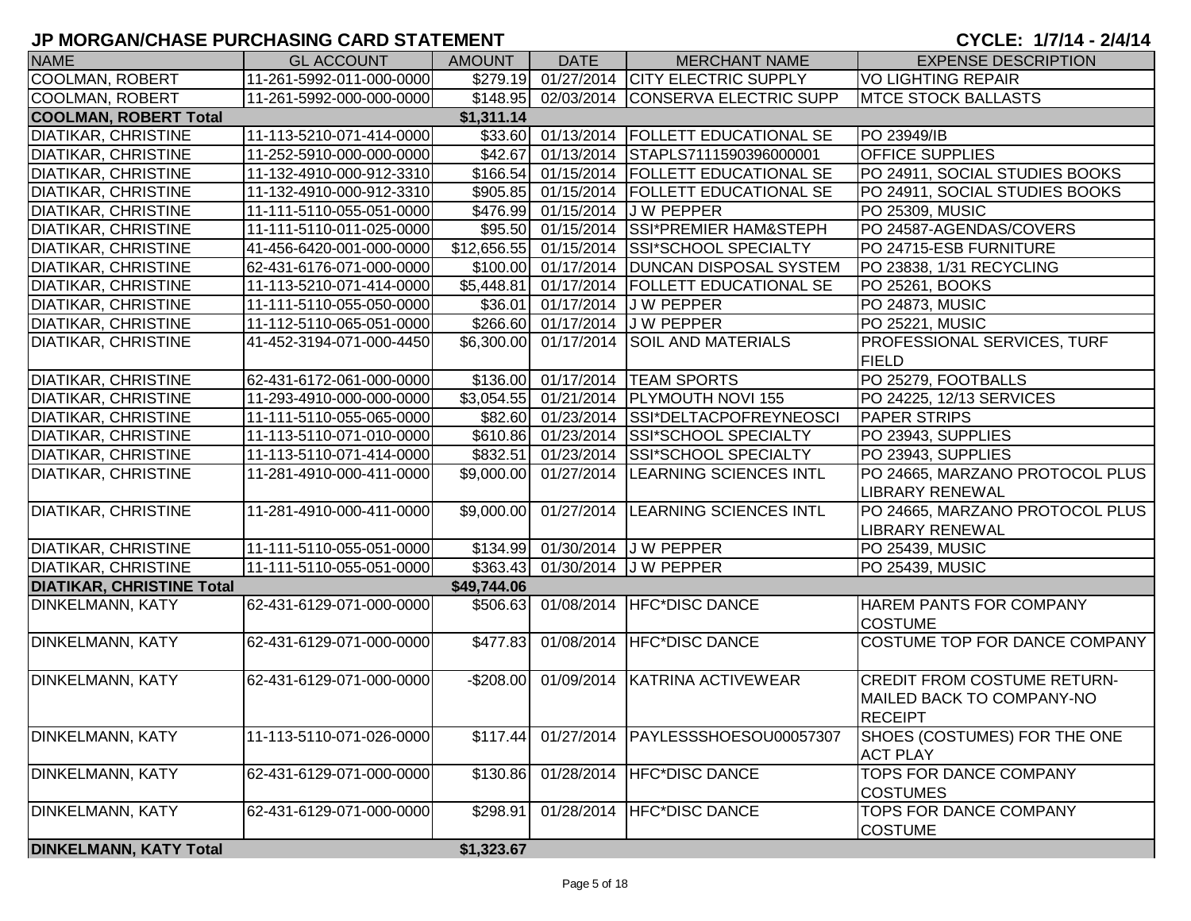## JP MORGAN/CHASE PURCHASING CARD STATEMENT

**CYCLE: 1/7/14 - 2/4/14**

| NAME | GL ACCOUNT | AMOUNT | DATE | MERCHANT NAME | EXPENSE DESCRIPTION |
|---|---|---|---|---|---|
| COOLMAN, ROBERT | 11-261-5992-011-000-0000 | $279.19 | 01/27/2014 | CITY ELECTRIC SUPPLY | VO LIGHTING REPAIR |
| COOLMAN, ROBERT | 11-261-5992-000-000-0000 | $148.95 | 02/03/2014 | CONSERVA ELECTRIC SUPP | MTCE STOCK BALLASTS |
| **COOLMAN, ROBERT Total** | | **$1,311.14** | | | |
| DIATIKAR, CHRISTINE | 11-113-5210-071-414-0000 | $33.60 | 01/13/2014 | FOLLETT EDUCATIONAL SE | PO 23949/IB |
| DIATIKAR, CHRISTINE | 11-252-5910-000-000-0000 | $42.67 | 01/13/2014 | STAPLS7111590396000001 | OFFICE SUPPLIES |
| DIATIKAR, CHRISTINE | 11-132-4910-000-912-3310 | $166.54 | 01/15/2014 | FOLLETT EDUCATIONAL SE | PO 24911, SOCIAL STUDIES BOOKS |
| DIATIKAR, CHRISTINE | 11-132-4910-000-912-3310 | $905.85 | 01/15/2014 | FOLLETT EDUCATIONAL SE | PO 24911, SOCIAL STUDIES BOOKS |
| DIATIKAR, CHRISTINE | 11-111-5110-055-051-0000 | $476.99 | 01/15/2014 | J W PEPPER | PO 25309, MUSIC |
| DIATIKAR, CHRISTINE | 11-111-5110-011-025-0000 | $95.50 | 01/15/2014 | SSI*PREMIER HAM&STEPH | PO 24587-AGENDAS/COVERS |
| DIATIKAR, CHRISTINE | 41-456-6420-001-000-0000 | $12,656.55 | 01/15/2014 | SSI*SCHOOL SPECIALTY | PO 24715-ESB FURNITURE |
| DIATIKAR, CHRISTINE | 62-431-6176-071-000-0000 | $100.00 | 01/17/2014 | DUNCAN DISPOSAL SYSTEM | PO 23838, 1/31 RECYCLING |
| DIATIKAR, CHRISTINE | 11-113-5210-071-414-0000 | $5,448.81 | 01/17/2014 | FOLLETT EDUCATIONAL SE | PO 25261, BOOKS |
| DIATIKAR, CHRISTINE | 11-111-5110-055-050-0000 | $36.01 | 01/17/2014 | J W PEPPER | PO 24873, MUSIC |
| DIATIKAR, CHRISTINE | 11-112-5110-065-051-0000 | $266.60 | 01/17/2014 | J W PEPPER | PO 25221, MUSIC |
| DIATIKAR, CHRISTINE | 41-452-3194-071-000-4450 | $6,300.00 | 01/17/2014 | SOIL AND MATERIALS | PROFESSIONAL SERVICES, TURF FIELD |
| DIATIKAR, CHRISTINE | 62-431-6172-061-000-0000 | $136.00 | 01/17/2014 | TEAM SPORTS | PO 25279, FOOTBALLS |
| DIATIKAR, CHRISTINE | 11-293-4910-000-000-0000 | $3,054.55 | 01/21/2014 | PLYMOUTH NOVI 155 | PO 24225, 12/13 SERVICES |
| DIATIKAR, CHRISTINE | 11-111-5110-055-065-0000 | $82.60 | 01/23/2014 | SSI*DELTACPOFREYNEOSCI | PAPER STRIPS |
| DIATIKAR, CHRISTINE | 11-113-5110-071-010-0000 | $610.86 | 01/23/2014 | SSI*SCHOOL SPECIALTY | PO 23943, SUPPLIES |
| DIATIKAR, CHRISTINE | 11-113-5110-071-414-0000 | $832.51 | 01/23/2014 | SSI*SCHOOL SPECIALTY | PO 23943, SUPPLIES |
| DIATIKAR, CHRISTINE | 11-281-4910-000-411-0000 | $9,000.00 | 01/27/2014 | LEARNING SCIENCES INTL | PO 24665, MARZANO PROTOCOL PLUS LIBRARY RENEWAL |
| DIATIKAR, CHRISTINE | 11-281-4910-000-411-0000 | $9,000.00 | 01/27/2014 | LEARNING SCIENCES INTL | PO 24665, MARZANO PROTOCOL PLUS LIBRARY RENEWAL |
| DIATIKAR, CHRISTINE | 11-111-5110-055-051-0000 | $134.99 | 01/30/2014 | J W PEPPER | PO 25439, MUSIC |
| DIATIKAR, CHRISTINE | 11-111-5110-055-051-0000 | $363.43 | 01/30/2014 | J W PEPPER | PO 25439, MUSIC |
| **DIATIKAR, CHRISTINE Total** | | **$49,744.06** | | | |
| DINKELMANN, KATY | 62-431-6129-071-000-0000 | $506.63 | 01/08/2014 | HFC*DISC DANCE | HAREM PANTS FOR COMPANY COSTUME |
| DINKELMANN, KATY | 62-431-6129-071-000-0000 | $477.83 | 01/08/2014 | HFC*DISC DANCE | COSTUME TOP FOR DANCE COMPANY |
| DINKELMANN, KATY | 62-431-6129-071-000-0000 | -$208.00 | 01/09/2014 | KATRINA ACTIVEWEAR | CREDIT FROM COSTUME RETURN-MAILED BACK TO COMPANY-NO RECEIPT |
| DINKELMANN, KATY | 11-113-5110-071-026-0000 | $117.44 | 01/27/2014 | PAYLESSSHOESOU00057307 | SHOES (COSTUMES) FOR THE ONE ACT PLAY |
| DINKELMANN, KATY | 62-431-6129-071-000-0000 | $130.86 | 01/28/2014 | HFC*DISC DANCE | TOPS FOR DANCE COMPANY COSTUMES |
| DINKELMANN, KATY | 62-431-6129-071-000-0000 | $298.91 | 01/28/2014 | HFC*DISC DANCE | TOPS FOR DANCE COMPANY COSTUME |
| **DINKELMANN, KATY Total** | | **$1,323.67** | | | |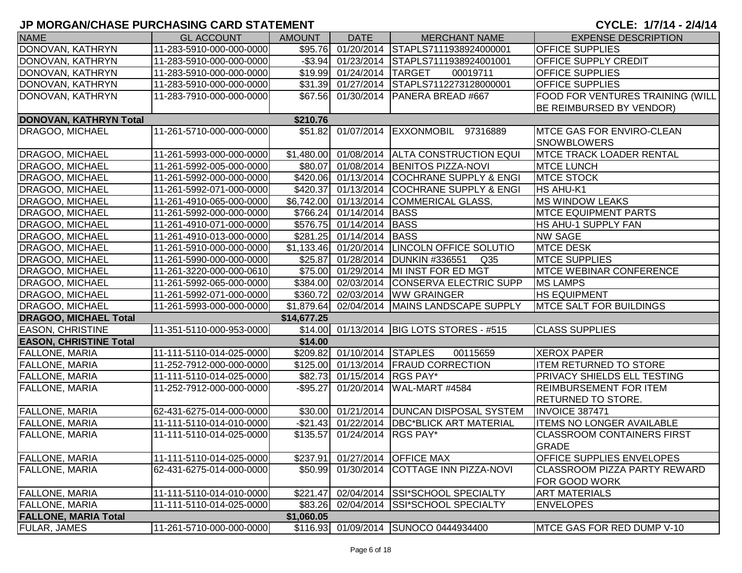# JP MORGAN/CHASE PURCHASING CARD STATEMENT

**CYCLE: 1/7/14 - 2/4/14**

| NAME | GL ACCOUNT | AMOUNT | DATE | MERCHANT NAME | EXPENSE DESCRIPTION |
|---|---|---|---|---|---|
| DONOVAN, KATHRYN | 11-283-5910-000-000-0000 | $95.76 | 01/20/2014 | STAPLS7111938924000001 | OFFICE SUPPLIES |
| DONOVAN, KATHRYN | 11-283-5910-000-000-0000 | -$3.94 | 01/23/2014 | STAPLS7111938924001001 | OFFICE SUPPLY CREDIT |
| DONOVAN, KATHRYN | 11-283-5910-000-000-0000 | $19.99 | 01/24/2014 | TARGET 00019711 | OFFICE SUPPLIES |
| DONOVAN, KATHRYN | 11-283-5910-000-000-0000 | $31.39 | 01/27/2014 | STAPLS7112273128000001 | OFFICE SUPPLIES |
| DONOVAN, KATHRYN | 11-283-7910-000-000-0000 | $67.56 | 01/30/2014 | PANERA BREAD #667 | FOOD FOR VENTURES TRAINING (WILL BE REIMBURSED BY VENDOR) |
| **DONOVAN, KATHRYN Total** | | **$210.76** | | | |
| DRAGOO, MICHAEL | 11-261-5710-000-000-0000 | $51.82 | 01/07/2014 | EXXONMOBIL 97316889 | MTCE GAS FOR ENVIRO-CLEAN SNOWBLOWERS |
| DRAGOO, MICHAEL | 11-261-5993-000-000-0000 | $1,480.00 | 01/08/2014 | ALTA CONSTRUCTION EQUI | MTCE TRACK LOADER RENTAL |
| DRAGOO, MICHAEL | 11-261-5992-005-000-0000 | $80.07 | 01/08/2014 | BENITOS PIZZA-NOVI | MTCE LUNCH |
| DRAGOO, MICHAEL | 11-261-5992-000-000-0000 | $420.06 | 01/13/2014 | COCHRANE SUPPLY & ENGI | MTCE STOCK |
| DRAGOO, MICHAEL | 11-261-5992-071-000-0000 | $420.37 | 01/13/2014 | COCHRANE SUPPLY & ENGI | HS AHU-K1 |
| DRAGOO, MICHAEL | 11-261-4910-065-000-0000 | $6,742.00 | 01/13/2014 | COMMERICAL GLASS, | MS WINDOW LEAKS |
| DRAGOO, MICHAEL | 11-261-5992-000-000-0000 | $766.24 | 01/14/2014 | BASS | MTCE EQUIPMENT PARTS |
| DRAGOO, MICHAEL | 11-261-4910-071-000-0000 | $576.75 | 01/14/2014 | BASS | HS AHU-1 SUPPLY FAN |
| DRAGOO, MICHAEL | 11-261-4910-013-000-0000 | $281.25 | 01/14/2014 | BASS | NW SAGE |
| DRAGOO, MICHAEL | 11-261-5910-000-000-0000 | $1,133.46 | 01/20/2014 | LINCOLN OFFICE SOLUTIO | MTCE DESK |
| DRAGOO, MICHAEL | 11-261-5990-000-000-0000 | $25.87 | 01/28/2014 | DUNKIN #336551 Q35 | MTCE SUPPLIES |
| DRAGOO, MICHAEL | 11-261-3220-000-000-0610 | $75.00 | 01/29/2014 | MI INST FOR ED MGT | MTCE WEBINAR CONFERENCE |
| DRAGOO, MICHAEL | 11-261-5992-065-000-0000 | $384.00 | 02/03/2014 | CONSERVA ELECTRIC SUPP | MS LAMPS |
| DRAGOO, MICHAEL | 11-261-5992-071-000-0000 | $360.72 | 02/03/2014 | WW GRAINGER | HS EQUIPMENT |
| DRAGOO, MICHAEL | 11-261-5993-000-000-0000 | $1,879.64 | 02/04/2014 | MAINS LANDSCAPE SUPPLY | MTCE SALT FOR BUILDINGS |
| **DRAGOO, MICHAEL Total** | | **$14,677.25** | | | |
| EASON, CHRISTINE | 11-351-5110-000-953-0000 | $14.00 | 01/13/2014 | BIG LOTS STORES - #515 | CLASS SUPPLIES |
| **EASON, CHRISTINE Total** | | **$14.00** | | | |
| FALLONE, MARIA | 11-111-5110-014-025-0000 | $209.82 | 01/10/2014 | STAPLES 00115659 | XEROX PAPER |
| FALLONE, MARIA | 11-252-7912-000-000-0000 | $125.00 | 01/13/2014 | FRAUD CORRECTION | ITEM RETURNED TO STORE |
| FALLONE, MARIA | 11-111-5110-014-025-0000 | $82.73 | 01/15/2014 | RGS PAY* | PRIVACY SHIELDS ELL TESTING |
| FALLONE, MARIA | 11-252-7912-000-000-0000 | -$95.27 | 01/20/2014 | WAL-MART #4584 | REIMBURSEMENT FOR ITEM RETURNED TO STORE. |
| FALLONE, MARIA | 62-431-6275-014-000-0000 | $30.00 | 01/21/2014 | DUNCAN DISPOSAL SYSTEM | INVOICE 387471 |
| FALLONE, MARIA | 11-111-5110-014-010-0000 | -$21.43 | 01/22/2014 | DBC*BLICK ART MATERIAL | ITEMS NO LONGER AVAILABLE |
| FALLONE, MARIA | 11-111-5110-014-025-0000 | $135.57 | 01/24/2014 | RGS PAY* | CLASSROOM CONTAINERS FIRST GRADE |
| FALLONE, MARIA | 11-111-5110-014-025-0000 | $237.91 | 01/27/2014 | OFFICE MAX | OFFICE SUPPLIES ENVELOPES |
| FALLONE, MARIA | 62-431-6275-014-000-0000 | $50.99 | 01/30/2014 | COTTAGE INN PIZZA-NOVI | CLASSROOM PIZZA PARTY REWARD FOR GOOD WORK |
| FALLONE, MARIA | 11-111-5110-014-010-0000 | $221.47 | 02/04/2014 | SSI*SCHOOL SPECIALTY | ART MATERIALS |
| FALLONE, MARIA | 11-111-5110-014-025-0000 | $83.26 | 02/04/2014 | SSI*SCHOOL SPECIALTY | ENVELOPES |
| **FALLONE, MARIA Total** | | **$1,060.05** | | | |
| FULAR, JAMES | 11-261-5710-000-000-0000 | $116.93 | 01/09/2014 | SUNOCO 0444934400 | MTCE GAS FOR RED DUMP V-10 |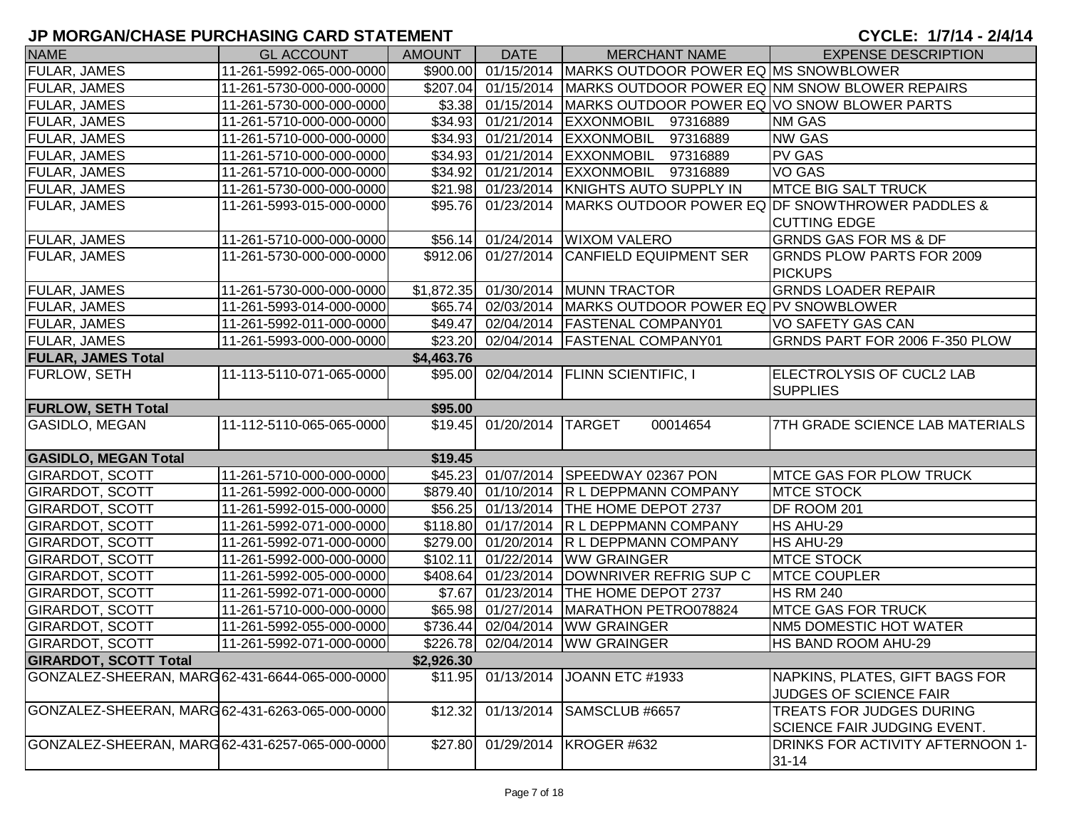## JP MORGAN/CHASE PURCHASING CARD STATEMENT

**CYCLE: 1/7/14 - 2/4/14**

| NAME | GL ACCOUNT | AMOUNT | DATE | MERCHANT NAME | EXPENSE DESCRIPTION |
|---|---|---|---|---|---|
| FULAR, JAMES | 11-261-5992-065-000-0000 | $900.00 | 01/15/2014 | MARKS OUTDOOR POWER EQ | MS SNOWBLOWER |
| FULAR, JAMES | 11-261-5730-000-000-0000 | $207.04 | 01/15/2014 | MARKS OUTDOOR POWER EQ | NM SNOW BLOWER REPAIRS |
| FULAR, JAMES | 11-261-5730-000-000-0000 | $3.38 | 01/15/2014 | MARKS OUTDOOR POWER EQ | VO SNOW BLOWER PARTS |
| FULAR, JAMES | 11-261-5710-000-000-0000 | $34.93 | 01/21/2014 | EXXONMOBIL 97316889 | NM GAS |
| FULAR, JAMES | 11-261-5710-000-000-0000 | $34.93 | 01/21/2014 | EXXONMOBIL 97316889 | NW GAS |
| FULAR, JAMES | 11-261-5710-000-000-0000 | $34.93 | 01/21/2014 | EXXONMOBIL 97316889 | PV GAS |
| FULAR, JAMES | 11-261-5710-000-000-0000 | $34.92 | 01/21/2014 | EXXONMOBIL 97316889 | VO GAS |
| FULAR, JAMES | 11-261-5730-000-000-0000 | $21.98 | 01/23/2014 | KNIGHTS AUTO SUPPLY IN | MTCE BIG SALT TRUCK |
| FULAR, JAMES | 11-261-5993-015-000-0000 | $95.76 | 01/23/2014 | MARKS OUTDOOR POWER EQ | DF SNOWTHROWER PADDLES & CUTTING EDGE |
| FULAR, JAMES | 11-261-5710-000-000-0000 | $56.14 | 01/24/2014 | WIXOM VALERO | GRNDS GAS FOR MS & DF |
| FULAR, JAMES | 11-261-5730-000-000-0000 | $912.06 | 01/27/2014 | CANFIELD EQUIPMENT SER | GRNDS PLOW PARTS FOR 2009 PICKUPS |
| FULAR, JAMES | 11-261-5730-000-000-0000 | $1,872.35 | 01/30/2014 | MUNN TRACTOR | GRNDS LOADER REPAIR |
| FULAR, JAMES | 11-261-5993-014-000-0000 | $65.74 | 02/03/2014 | MARKS OUTDOOR POWER EQ | PV SNOWBLOWER |
| FULAR, JAMES | 11-261-5992-011-000-0000 | $49.47 | 02/04/2014 | FASTENAL COMPANY01 | VO SAFETY GAS CAN |
| FULAR, JAMES | 11-261-5993-000-000-0000 | $23.20 | 02/04/2014 | FASTENAL COMPANY01 | GRNDS PART FOR 2006 F-350 PLOW |
| **FULAR, JAMES Total** | | **$4,463.76** | | | |
| FURLOW, SETH | 11-113-5110-071-065-0000 | $95.00 | 02/04/2014 | FLINN SCIENTIFIC, I | ELECTROLYSIS OF CUCL2 LAB SUPPLIES |
| **FURLOW, SETH Total** | | **$95.00** | | | |
| GASIDLO, MEGAN | 11-112-5110-065-065-0000 | $19.45 | 01/20/2014 | TARGET 00014654 | 7TH GRADE SCIENCE LAB MATERIALS |
| **GASIDLO, MEGAN Total** | | **$19.45** | | | |
| GIRARDOT, SCOTT | 11-261-5710-000-000-0000 | $45.23 | 01/07/2014 | SPEEDWAY 02367 PON | MTCE GAS FOR PLOW TRUCK |
| GIRARDOT, SCOTT | 11-261-5992-000-000-0000 | $879.40 | 01/10/2014 | R L DEPPMANN COMPANY | MTCE STOCK |
| GIRARDOT, SCOTT | 11-261-5992-015-000-0000 | $56.25 | 01/13/2014 | THE HOME DEPOT 2737 | DF ROOM 201 |
| GIRARDOT, SCOTT | 11-261-5992-071-000-0000 | $118.80 | 01/17/2014 | R L DEPPMANN COMPANY | HS AHU-29 |
| GIRARDOT, SCOTT | 11-261-5992-071-000-0000 | $279.00 | 01/20/2014 | R L DEPPMANN COMPANY | HS AHU-29 |
| GIRARDOT, SCOTT | 11-261-5992-000-000-0000 | $102.11 | 01/22/2014 | WW GRAINGER | MTCE STOCK |
| GIRARDOT, SCOTT | 11-261-5992-005-000-0000 | $408.64 | 01/23/2014 | DOWNRIVER REFRIG SUP C | MTCE COUPLER |
| GIRARDOT, SCOTT | 11-261-5992-071-000-0000 | $7.67 | 01/23/2014 | THE HOME DEPOT 2737 | HS RM 240 |
| GIRARDOT, SCOTT | 11-261-5710-000-000-0000 | $65.98 | 01/27/2014 | MARATHON PETRO078824 | MTCE GAS FOR TRUCK |
| GIRARDOT, SCOTT | 11-261-5992-055-000-0000 | $736.44 | 02/04/2014 | WW GRAINGER | NM5 DOMESTIC HOT WATER |
| GIRARDOT, SCOTT | 11-261-5992-071-000-0000 | $226.78 | 02/04/2014 | WW GRAINGER | HS BAND ROOM AHU-29 |
| **GIRARDOT, SCOTT Total** | | **$2,926.30** | | | |
| GONZALEZ-SHEERAN, MARG | 62-431-6644-065-000-0000 | $11.95 | 01/13/2014 | JOANN ETC #1933 | NAPKINS, PLATES, GIFT BAGS FOR JUDGES OF SCIENCE FAIR |
| GONZALEZ-SHEERAN, MARG | 62-431-6263-065-000-0000 | $12.32 | 01/13/2014 | SAMSCLUB #6657 | TREATS FOR JUDGES DURING SCIENCE FAIR JUDGING EVENT. |
| GONZALEZ-SHEERAN, MARG | 62-431-6257-065-000-0000 | $27.80 | 01/29/2014 | KROGER #632 | DRINKS FOR ACTIVITY AFTERNOON 1-31-14 |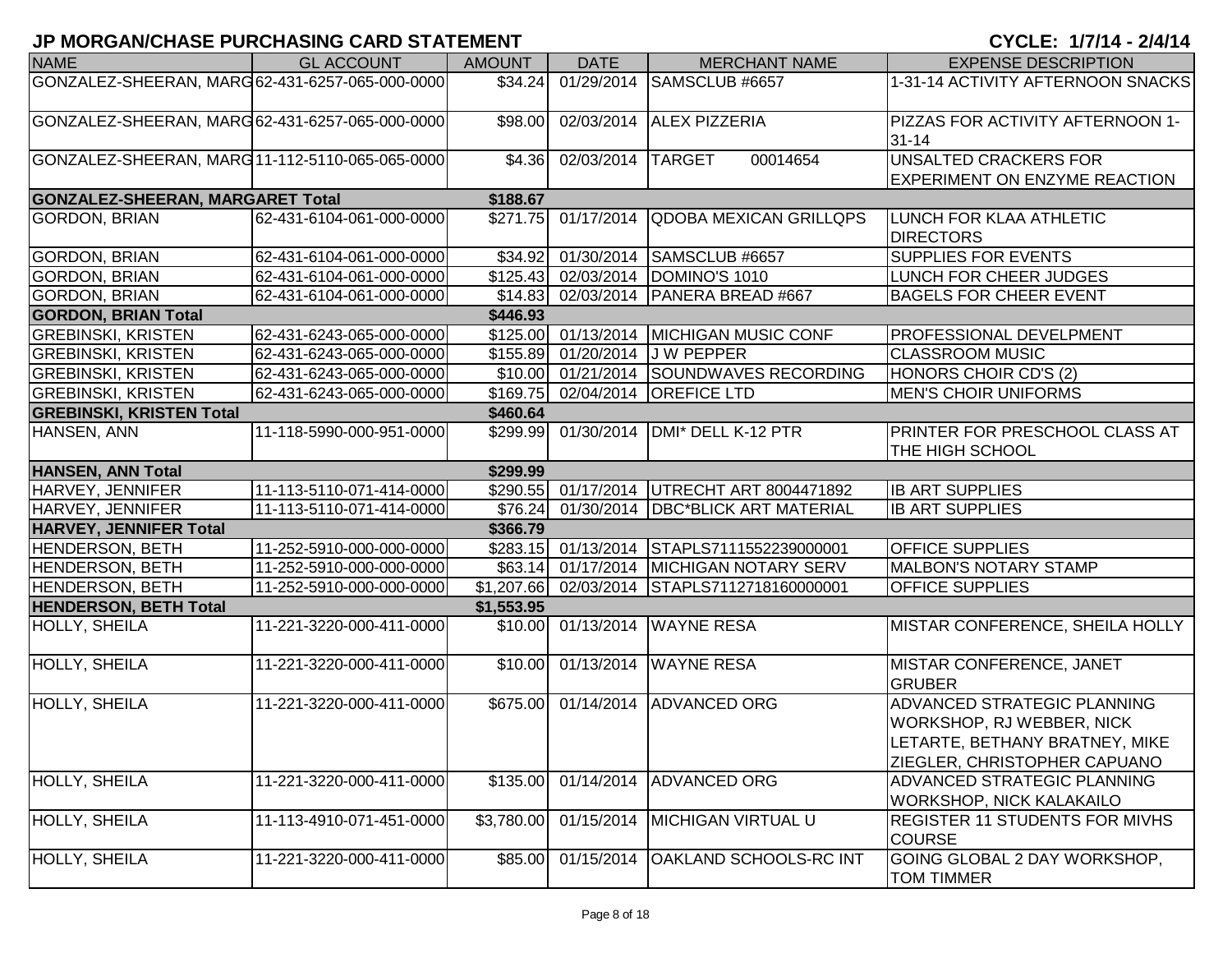# JP MORGAN/CHASE PURCHASING CARD STATEMENT

**CYCLE: 1/7/14 - 2/4/14**

| NAME | GL ACCOUNT | AMOUNT | DATE | MERCHANT NAME | EXPENSE DESCRIPTION |
|---|---|---|---|---|---|
| GONZALEZ-SHEERAN, MARG | 62-431-6257-065-000-0000 | $34.24 | 01/29/2014 | SAMSCLUB #6657 | 1-31-14 ACTIVITY AFTERNOON SNACKS |
| GONZALEZ-SHEERAN, MARG | 62-431-6257-065-000-0000 | $98.00 | 02/03/2014 | ALEX PIZZERIA | PIZZAS FOR ACTIVITY AFTERNOON 1-31-14 |
| GONZALEZ-SHEERAN, MARG | 11-112-5110-065-065-0000 | $4.36 | 02/03/2014 | TARGET 00014654 | UNSALTED CRACKERS FOR EXPERIMENT ON ENZYME REACTION |
| **GONZALEZ-SHEERAN, MARGARET Total** | | **$188.67** | | | |
| GORDON, BRIAN | 62-431-6104-061-000-0000 | $271.75 | 01/17/2014 | QDOBA MEXICAN GRILLQPS | LUNCH FOR KLAA ATHLETIC DIRECTORS |
| GORDON, BRIAN | 62-431-6104-061-000-0000 | $34.92 | 01/30/2014 | SAMSCLUB #6657 | SUPPLIES FOR EVENTS |
| GORDON, BRIAN | 62-431-6104-061-000-0000 | $125.43 | 02/03/2014 | DOMINO'S 1010 | LUNCH FOR CHEER JUDGES |
| GORDON, BRIAN | 62-431-6104-061-000-0000 | $14.83 | 02/03/2014 | PANERA BREAD #667 | BAGELS FOR CHEER EVENT |
| **GORDON, BRIAN Total** | | **$446.93** | | | |
| GREBINSKI, KRISTEN | 62-431-6243-065-000-0000 | $125.00 | 01/13/2014 | MICHIGAN MUSIC CONF | PROFESSIONAL DEVELPMENT |
| GREBINSKI, KRISTEN | 62-431-6243-065-000-0000 | $155.89 | 01/20/2014 | J W PEPPER | CLASSROOM MUSIC |
| GREBINSKI, KRISTEN | 62-431-6243-065-000-0000 | $10.00 | 01/21/2014 | SOUNDWAVES RECORDING | HONORS CHOIR CD'S (2) |
| GREBINSKI, KRISTEN | 62-431-6243-065-000-0000 | $169.75 | 02/04/2014 | OREFICE LTD | MEN'S CHOIR UNIFORMS |
| **GREBINSKI, KRISTEN Total** | | **$460.64** | | | |
| HANSEN, ANN | 11-118-5990-000-951-0000 | $299.99 | 01/30/2014 | DMI* DELL K-12 PTR | PRINTER FOR PRESCHOOL CLASS AT THE HIGH SCHOOL |
| **HANSEN, ANN Total** | | **$299.99** | | | |
| HARVEY, JENNIFER | 11-113-5110-071-414-0000 | $290.55 | 01/17/2014 | UTRECHT ART 8004471892 | IB ART SUPPLIES |
| HARVEY, JENNIFER | 11-113-5110-071-414-0000 | $76.24 | 01/30/2014 | DBC*BLICK ART MATERIAL | IB ART SUPPLIES |
| **HARVEY, JENNIFER Total** | | **$366.79** | | | |
| HENDERSON, BETH | 11-252-5910-000-000-0000 | $283.15 | 01/13/2014 | STAPLS7111552239000001 | OFFICE SUPPLIES |
| HENDERSON, BETH | 11-252-5910-000-000-0000 | $63.14 | 01/17/2014 | MICHIGAN NOTARY SERV | MALBON'S NOTARY STAMP |
| HENDERSON, BETH | 11-252-5910-000-000-0000 | $1,207.66 | 02/03/2014 | STAPLS7112718160000001 | OFFICE SUPPLIES |
| **HENDERSON, BETH Total** | | **$1,553.95** | | | |
| HOLLY, SHEILA | 11-221-3220-000-411-0000 | $10.00 | 01/13/2014 | WAYNE RESA | MISTAR CONFERENCE, SHEILA HOLLY |
| HOLLY, SHEILA | 11-221-3220-000-411-0000 | $10.00 | 01/13/2014 | WAYNE RESA | MISTAR CONFERENCE, JANET GRUBER |
| HOLLY, SHEILA | 11-221-3220-000-411-0000 | $675.00 | 01/14/2014 | ADVANCED ORG | ADVANCED STRATEGIC PLANNING WORKSHOP, RJ WEBBER, NICK LETARTE, BETHANY BRATNEY, MIKE ZIEGLER, CHRISTOPHER CAPUANO |
| HOLLY, SHEILA | 11-221-3220-000-411-0000 | $135.00 | 01/14/2014 | ADVANCED ORG | ADVANCED STRATEGIC PLANNING WORKSHOP, NICK KALAKAILO |
| HOLLY, SHEILA | 11-113-4910-071-451-0000 | $3,780.00 | 01/15/2014 | MICHIGAN VIRTUAL U | REGISTER 11 STUDENTS FOR MIVHS COURSE |
| HOLLY, SHEILA | 11-221-3220-000-411-0000 | $85.00 | 01/15/2014 | OAKLAND SCHOOLS-RC INT | GOING GLOBAL 2 DAY WORKSHOP, TOM TIMMER |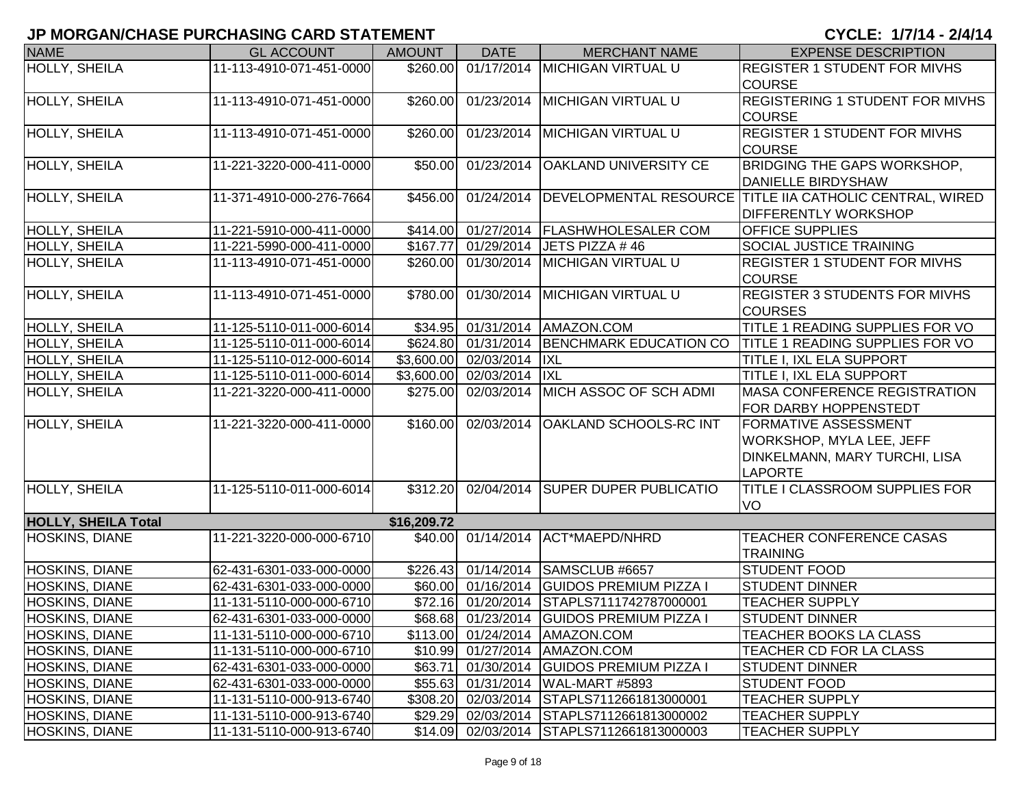# JP MORGAN/CHASE PURCHASING CARD STATEMENT

**CYCLE: 1/7/14 - 2/4/14**

| NAME | GL ACCOUNT | AMOUNT | DATE | MERCHANT NAME | EXPENSE DESCRIPTION |
|---|---|---|---|---|---|
| HOLLY, SHEILA | 11-113-4910-071-451-0000 | $260.00 | 01/17/2014 | MICHIGAN VIRTUAL U | REGISTER 1 STUDENT FOR MIVHS COURSE |
| HOLLY, SHEILA | 11-113-4910-071-451-0000 | $260.00 | 01/23/2014 | MICHIGAN VIRTUAL U | REGISTERING 1 STUDENT FOR MIVHS COURSE |
| HOLLY, SHEILA | 11-113-4910-071-451-0000 | $260.00 | 01/23/2014 | MICHIGAN VIRTUAL U | REGISTER 1 STUDENT FOR MIVHS COURSE |
| HOLLY, SHEILA | 11-221-3220-000-411-0000 | $50.00 | 01/23/2014 | OAKLAND UNIVERSITY CE | BRIDGING THE GAPS WORKSHOP, DANIELLE BIRDYSHAW |
| HOLLY, SHEILA | 11-371-4910-000-276-7664 | $456.00 | 01/24/2014 | DEVELOPMENTAL RESOURCE | TITLE IIA CATHOLIC CENTRAL, WIRED DIFFERENTLY WORKSHOP |
| HOLLY, SHEILA | 11-221-5910-000-411-0000 | $414.00 | 01/27/2014 | FLASHWHOLESALER COM | OFFICE SUPPLIES |
| HOLLY, SHEILA | 11-221-5990-000-411-0000 | $167.77 | 01/29/2014 | JETS PIZZA # 46 | SOCIAL JUSTICE TRAINING |
| HOLLY, SHEILA | 11-113-4910-071-451-0000 | $260.00 | 01/30/2014 | MICHIGAN VIRTUAL U | REGISTER 1 STUDENT FOR MIVHS COURSE |
| HOLLY, SHEILA | 11-113-4910-071-451-0000 | $780.00 | 01/30/2014 | MICHIGAN VIRTUAL U | REGISTER 3 STUDENTS FOR MIVHS COURSES |
| HOLLY, SHEILA | 11-125-5110-011-000-6014 | $34.95 | 01/31/2014 | AMAZON.COM | TITLE 1 READING SUPPLIES FOR VO |
| HOLLY, SHEILA | 11-125-5110-011-000-6014 | $624.80 | 01/31/2014 | BENCHMARK EDUCATION CO | TITLE 1 READING SUPPLIES FOR VO |
| HOLLY, SHEILA | 11-125-5110-012-000-6014 | $3,600.00 | 02/03/2014 | IXL | TITLE I, IXL ELA SUPPORT |
| HOLLY, SHEILA | 11-125-5110-011-000-6014 | $3,600.00 | 02/03/2014 | IXL | TITLE I, IXL ELA SUPPORT |
| HOLLY, SHEILA | 11-221-3220-000-411-0000 | $275.00 | 02/03/2014 | MICH ASSOC OF SCH ADMI | MASA CONFERENCE REGISTRATION FOR DARBY HOPPENSTEDT |
| HOLLY, SHEILA | 11-221-3220-000-411-0000 | $160.00 | 02/03/2014 | OAKLAND SCHOOLS-RC INT | FORMATIVE ASSESSMENT WORKSHOP, MYLA LEE, JEFF DINKELMANN, MARY TURCHI, LISA LAPORTE |
| HOLLY, SHEILA | 11-125-5110-011-000-6014 | $312.20 | 02/04/2014 | SUPER DUPER PUBLICATIO | TITLE I CLASSROOM SUPPLIES FOR VO |
| **HOLLY, SHEILA Total** | | **$16,209.72** | | | |
| HOSKINS, DIANE | 11-221-3220-000-000-6710 | $40.00 | 01/14/2014 | ACT*MAEPD/NHRD | TEACHER CONFERENCE CASAS TRAINING |
| HOSKINS, DIANE | 62-431-6301-033-000-0000 | $226.43 | 01/14/2014 | SAMSCLUB #6657 | STUDENT FOOD |
| HOSKINS, DIANE | 62-431-6301-033-000-0000 | $60.00 | 01/16/2014 | GUIDOS PREMIUM PIZZA I | STUDENT DINNER |
| HOSKINS, DIANE | 11-131-5110-000-000-6710 | $72.16 | 01/20/2014 | STAPLS7111742787000001 | TEACHER SUPPLY |
| HOSKINS, DIANE | 62-431-6301-033-000-0000 | $68.68 | 01/23/2014 | GUIDOS PREMIUM PIZZA I | STUDENT DINNER |
| HOSKINS, DIANE | 11-131-5110-000-000-6710 | $113.00 | 01/24/2014 | AMAZON.COM | TEACHER BOOKS LA CLASS |
| HOSKINS, DIANE | 11-131-5110-000-000-6710 | $10.99 | 01/27/2014 | AMAZON.COM | TEACHER CD FOR LA CLASS |
| HOSKINS, DIANE | 62-431-6301-033-000-0000 | $63.71 | 01/30/2014 | GUIDOS PREMIUM PIZZA I | STUDENT DINNER |
| HOSKINS, DIANE | 62-431-6301-033-000-0000 | $55.63 | 01/31/2014 | WAL-MART #5893 | STUDENT FOOD |
| HOSKINS, DIANE | 11-131-5110-000-913-6740 | $308.20 | 02/03/2014 | STAPLS7112661813000001 | TEACHER SUPPLY |
| HOSKINS, DIANE | 11-131-5110-000-913-6740 | $29.29 | 02/03/2014 | STAPLS7112661813000002 | TEACHER SUPPLY |
| HOSKINS, DIANE | 11-131-5110-000-913-6740 | $14.09 | 02/03/2014 | STAPLS7112661813000003 | TEACHER SUPPLY |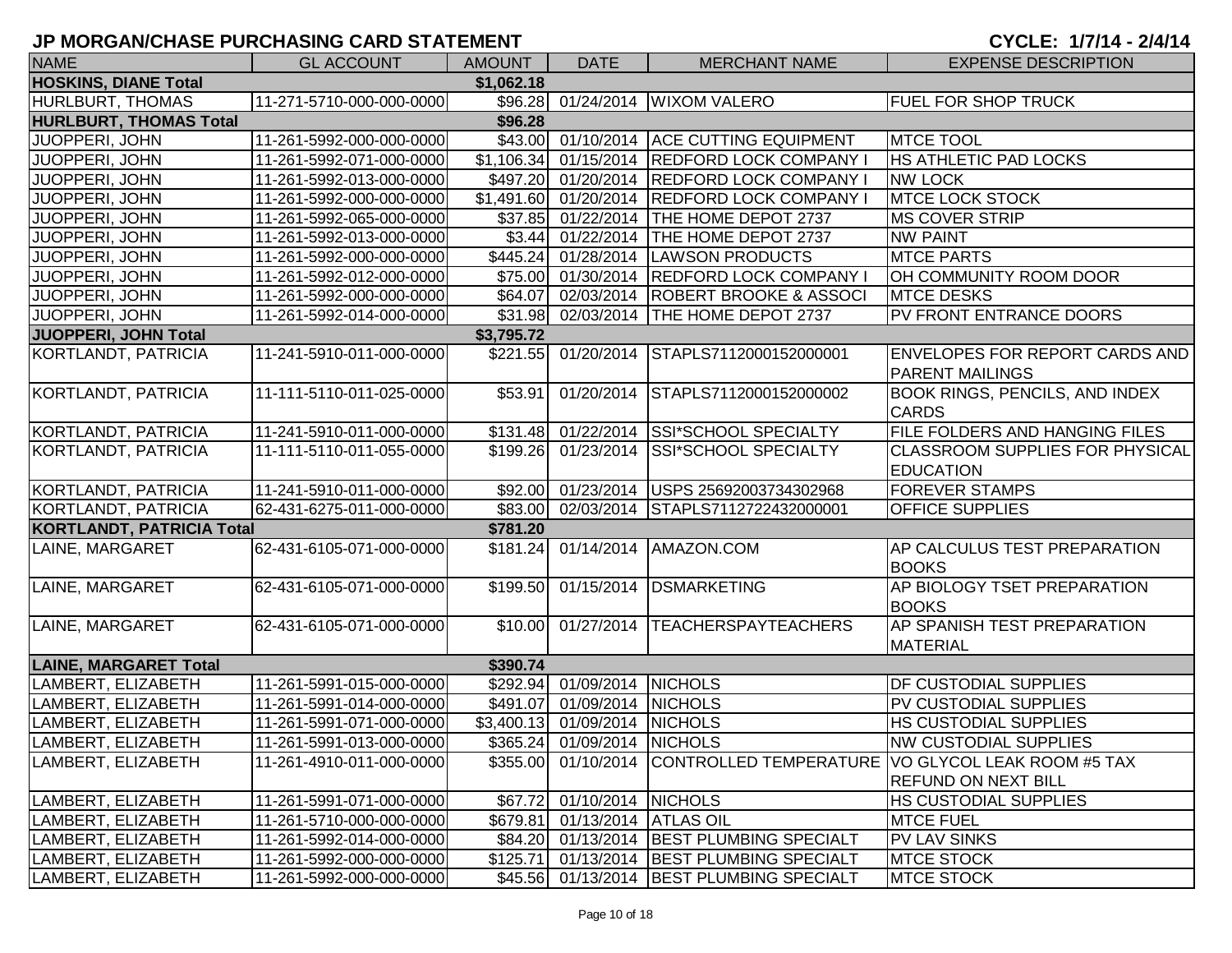# JP MORGAN/CHASE PURCHASING CARD STATEMENT

**CYCLE: 1/7/14 - 2/4/14**

| NAME | GL ACCOUNT | AMOUNT | DATE | MERCHANT NAME | EXPENSE DESCRIPTION |
|---|---|---|---|---|---|
| **HOSKINS, DIANE Total** | | **$1,062.18** | | | |
| HURLBURT, THOMAS | 11-271-5710-000-000-0000 | $96.28 | 01/24/2014 | WIXOM VALERO | FUEL FOR SHOP TRUCK |
| **HURLBURT, THOMAS Total** | | **$96.28** | | | |
| JUOPPERI, JOHN | 11-261-5992-000-000-0000 | $43.00 | 01/10/2014 | ACE CUTTING EQUIPMENT | MTCE TOOL |
| JUOPPERI, JOHN | 11-261-5992-071-000-0000 | $1,106.34 | 01/15/2014 | REDFORD LOCK COMPANY I | HS ATHLETIC PAD LOCKS |
| JUOPPERI, JOHN | 11-261-5992-013-000-0000 | $497.20 | 01/20/2014 | REDFORD LOCK COMPANY I | NW LOCK |
| JUOPPERI, JOHN | 11-261-5992-000-000-0000 | $1,491.60 | 01/20/2014 | REDFORD LOCK COMPANY I | MTCE LOCK STOCK |
| JUOPPERI, JOHN | 11-261-5992-065-000-0000 | $37.85 | 01/22/2014 | THE HOME DEPOT 2737 | MS COVER STRIP |
| JUOPPERI, JOHN | 11-261-5992-013-000-0000 | $3.44 | 01/22/2014 | THE HOME DEPOT 2737 | NW PAINT |
| JUOPPERI, JOHN | 11-261-5992-000-000-0000 | $445.24 | 01/28/2014 | LAWSON PRODUCTS | MTCE PARTS |
| JUOPPERI, JOHN | 11-261-5992-012-000-0000 | $75.00 | 01/30/2014 | REDFORD LOCK COMPANY I | OH COMMUNITY ROOM DOOR |
| JUOPPERI, JOHN | 11-261-5992-000-000-0000 | $64.07 | 02/03/2014 | ROBERT BROOKE & ASSOCI | MTCE DESKS |
| JUOPPERI, JOHN | 11-261-5992-014-000-0000 | $31.98 | 02/03/2014 | THE HOME DEPOT 2737 | PV FRONT ENTRANCE DOORS |
| **JUOPPERI, JOHN Total** | | **$3,795.72** | | | |
| KORTLANDT, PATRICIA | 11-241-5910-011-000-0000 | $221.55 | 01/20/2014 | STAPLS7112000152000001 | ENVELOPES FOR REPORT CARDS AND PARENT MAILINGS |
| KORTLANDT, PATRICIA | 11-111-5110-011-025-0000 | $53.91 | 01/20/2014 | STAPLS7112000152000002 | BOOK RINGS, PENCILS, AND INDEX CARDS |
| KORTLANDT, PATRICIA | 11-241-5910-011-000-0000 | $131.48 | 01/22/2014 | SSI*SCHOOL SPECIALTY | FILE FOLDERS AND HANGING FILES |
| KORTLANDT, PATRICIA | 11-111-5110-011-055-0000 | $199.26 | 01/23/2014 | SSI*SCHOOL SPECIALTY | CLASSROOM SUPPLIES FOR PHYSICAL EDUCATION |
| KORTLANDT, PATRICIA | 11-241-5910-011-000-0000 | $92.00 | 01/23/2014 | USPS 25692003734302968 | FOREVER STAMPS |
| KORTLANDT, PATRICIA | 62-431-6275-011-000-0000 | $83.00 | 02/03/2014 | STAPLS7112722432000001 | OFFICE SUPPLIES |
| **KORTLANDT, PATRICIA Total** | | **$781.20** | | | |
| LAINE, MARGARET | 62-431-6105-071-000-0000 | $181.24 | 01/14/2014 | AMAZON.COM | AP CALCULUS TEST PREPARATION BOOKS |
| LAINE, MARGARET | 62-431-6105-071-000-0000 | $199.50 | 01/15/2014 | DSMARKETING | AP BIOLOGY TSET PREPARATION BOOKS |
| LAINE, MARGARET | 62-431-6105-071-000-0000 | $10.00 | 01/27/2014 | TEACHERSPAYTEACHERS | AP SPANISH TEST PREPARATION MATERIAL |
| **LAINE, MARGARET Total** | | **$390.74** | | | |
| LAMBERT, ELIZABETH | 11-261-5991-015-000-0000 | $292.94 | 01/09/2014 | NICHOLS | DF CUSTODIAL SUPPLIES |
| LAMBERT, ELIZABETH | 11-261-5991-014-000-0000 | $491.07 | 01/09/2014 | NICHOLS | PV CUSTODIAL SUPPLIES |
| LAMBERT, ELIZABETH | 11-261-5991-071-000-0000 | $3,400.13 | 01/09/2014 | NICHOLS | HS CUSTODIAL SUPPLIES |
| LAMBERT, ELIZABETH | 11-261-5991-013-000-0000 | $365.24 | 01/09/2014 | NICHOLS | NW CUSTODIAL SUPPLIES |
| LAMBERT, ELIZABETH | 11-261-4910-011-000-0000 | $355.00 | 01/10/2014 | CONTROLLED TEMPERATURE | VO GLYCOL LEAK ROOM #5 TAX REFUND ON NEXT BILL |
| LAMBERT, ELIZABETH | 11-261-5991-071-000-0000 | $67.72 | 01/10/2014 | NICHOLS | HS CUSTODIAL SUPPLIES |
| LAMBERT, ELIZABETH | 11-261-5710-000-000-0000 | $679.81 | 01/13/2014 | ATLAS OIL | MTCE FUEL |
| LAMBERT, ELIZABETH | 11-261-5992-014-000-0000 | $84.20 | 01/13/2014 | BEST PLUMBING SPECIALT | PV LAV SINKS |
| LAMBERT, ELIZABETH | 11-261-5992-000-000-0000 | $125.71 | 01/13/2014 | BEST PLUMBING SPECIALT | MTCE STOCK |
| LAMBERT, ELIZABETH | 11-261-5992-000-000-0000 | $45.56 | 01/13/2014 | BEST PLUMBING SPECIALT | MTCE STOCK |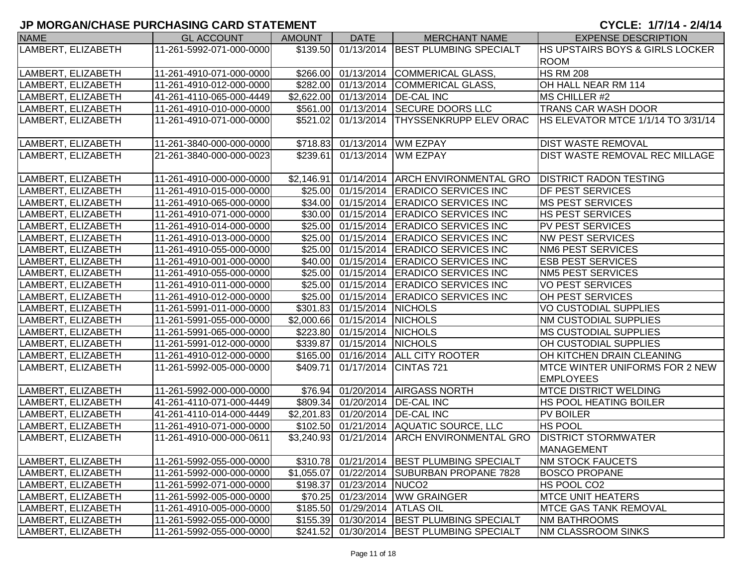# JP MORGAN/CHASE PURCHASING CARD STATEMENT

**CYCLE: 1/7/14 - 2/4/14**

| NAME | GL ACCOUNT | AMOUNT | DATE | MERCHANT NAME | EXPENSE DESCRIPTION |
|---|---|---|---|---|---|
| LAMBERT, ELIZABETH | 11-261-5992-071-000-0000 | $139.50 | 01/13/2014 | BEST PLUMBING SPECIALT | HS UPSTAIRS BOYS & GIRLS LOCKER ROOM |
| LAMBERT, ELIZABETH | 11-261-4910-071-000-0000 | $266.00 | 01/13/2014 | COMMERICAL GLASS, | HS RM 208 |
| LAMBERT, ELIZABETH | 11-261-4910-012-000-0000 | $282.00 | 01/13/2014 | COMMERICAL GLASS, | OH HALL NEAR RM 114 |
| LAMBERT, ELIZABETH | 41-261-4110-065-000-4449 | $2,622.00 | 01/13/2014 | DE-CAL INC | MS CHILLER #2 |
| LAMBERT, ELIZABETH | 11-261-4910-010-000-0000 | $561.00 | 01/13/2014 | SECURE DOORS LLC | TRANS CAR WASH DOOR |
| LAMBERT, ELIZABETH | 11-261-4910-071-000-0000 | $521.02 | 01/13/2014 | THYSSENKRUPP ELEV ORAC | HS ELEVATOR MTCE 1/1/14 TO 3/31/14 |
| LAMBERT, ELIZABETH | 11-261-3840-000-000-0000 | $718.83 | 01/13/2014 | WM EZPAY | DIST WASTE REMOVAL |
| LAMBERT, ELIZABETH | 21-261-3840-000-000-0023 | $239.61 | 01/13/2014 | WM EZPAY | DIST WASTE REMOVAL REC MILLAGE |
| LAMBERT, ELIZABETH | 11-261-4910-000-000-0000 | $2,146.91 | 01/14/2014 | ARCH ENVIRONMENTAL GRO | DISTRICT RADON TESTING |
| LAMBERT, ELIZABETH | 11-261-4910-015-000-0000 | $25.00 | 01/15/2014 | ERADICO SERVICES INC | DF PEST SERVICES |
| LAMBERT, ELIZABETH | 11-261-4910-065-000-0000 | $34.00 | 01/15/2014 | ERADICO SERVICES INC | MS PEST SERVICES |
| LAMBERT, ELIZABETH | 11-261-4910-071-000-0000 | $30.00 | 01/15/2014 | ERADICO SERVICES INC | HS PEST SERVICES |
| LAMBERT, ELIZABETH | 11-261-4910-014-000-0000 | $25.00 | 01/15/2014 | ERADICO SERVICES INC | PV PEST SERVICES |
| LAMBERT, ELIZABETH | 11-261-4910-013-000-0000 | $25.00 | 01/15/2014 | ERADICO SERVICES INC | NW PEST SERVICES |
| LAMBERT, ELIZABETH | 11-261-4910-055-000-0000 | $25.00 | 01/15/2014 | ERADICO SERVICES INC | NM6 PEST SERVICES |
| LAMBERT, ELIZABETH | 11-261-4910-001-000-0000 | $40.00 | 01/15/2014 | ERADICO SERVICES INC | ESB PEST SERVICES |
| LAMBERT, ELIZABETH | 11-261-4910-055-000-0000 | $25.00 | 01/15/2014 | ERADICO SERVICES INC | NM5 PEST SERVICES |
| LAMBERT, ELIZABETH | 11-261-4910-011-000-0000 | $25.00 | 01/15/2014 | ERADICO SERVICES INC | VO PEST SERVICES |
| LAMBERT, ELIZABETH | 11-261-4910-012-000-0000 | $25.00 | 01/15/2014 | ERADICO SERVICES INC | OH PEST SERVICES |
| LAMBERT, ELIZABETH | 11-261-5991-011-000-0000 | $301.83 | 01/15/2014 | NICHOLS | VO CUSTODIAL SUPPLIES |
| LAMBERT, ELIZABETH | 11-261-5991-055-000-0000 | $2,000.66 | 01/15/2014 | NICHOLS | NM CUSTODIAL SUPPLIES |
| LAMBERT, ELIZABETH | 11-261-5991-065-000-0000 | $223.80 | 01/15/2014 | NICHOLS | MS CUSTODIAL SUPPLIES |
| LAMBERT, ELIZABETH | 11-261-5991-012-000-0000 | $339.87 | 01/15/2014 | NICHOLS | OH CUSTODIAL SUPPLIES |
| LAMBERT, ELIZABETH | 11-261-4910-012-000-0000 | $165.00 | 01/16/2014 | ALL CITY ROOTER | OH KITCHEN DRAIN CLEANING |
| LAMBERT, ELIZABETH | 11-261-5992-005-000-0000 | $409.71 | 01/17/2014 | CINTAS 721 | MTCE WINTER UNIFORMS FOR 2 NEW EMPLOYEES |
| LAMBERT, ELIZABETH | 11-261-5992-000-000-0000 | $76.94 | 01/20/2014 | AIRGASS NORTH | MTCE DISTRICT WELDING |
| LAMBERT, ELIZABETH | 41-261-4110-071-000-4449 | $809.34 | 01/20/2014 | DE-CAL INC | HS POOL HEATING BOILER |
| LAMBERT, ELIZABETH | 41-261-4110-014-000-4449 | $2,201.83 | 01/20/2014 | DE-CAL INC | PV BOILER |
| LAMBERT, ELIZABETH | 11-261-4910-071-000-0000 | $102.50 | 01/21/2014 | AQUATIC SOURCE, LLC | HS POOL |
| LAMBERT, ELIZABETH | 11-261-4910-000-000-0611 | $3,240.93 | 01/21/2014 | ARCH ENVIRONMENTAL GRO | DISTRICT STORMWATER MANAGEMENT |
| LAMBERT, ELIZABETH | 11-261-5992-055-000-0000 | $310.78 | 01/21/2014 | BEST PLUMBING SPECIALT | NM STOCK FAUCETS |
| LAMBERT, ELIZABETH | 11-261-5992-000-000-0000 | $1,055.07 | 01/22/2014 | SUBURBAN PROPANE 7828 | BOSCO PROPANE |
| LAMBERT, ELIZABETH | 11-261-5992-071-000-0000 | $198.37 | 01/23/2014 | NUCO2 | HS POOL CO2 |
| LAMBERT, ELIZABETH | 11-261-5992-005-000-0000 | $70.25 | 01/23/2014 | WW GRAINGER | MTCE UNIT HEATERS |
| LAMBERT, ELIZABETH | 11-261-4910-005-000-0000 | $185.50 | 01/29/2014 | ATLAS OIL | MTCE GAS TANK REMOVAL |
| LAMBERT, ELIZABETH | 11-261-5992-055-000-0000 | $155.39 | 01/30/2014 | BEST PLUMBING SPECIALT | NM BATHROOMS |
| LAMBERT, ELIZABETH | 11-261-5992-055-000-0000 | $241.52 | 01/30/2014 | BEST PLUMBING SPECIALT | NM CLASSROOM SINKS |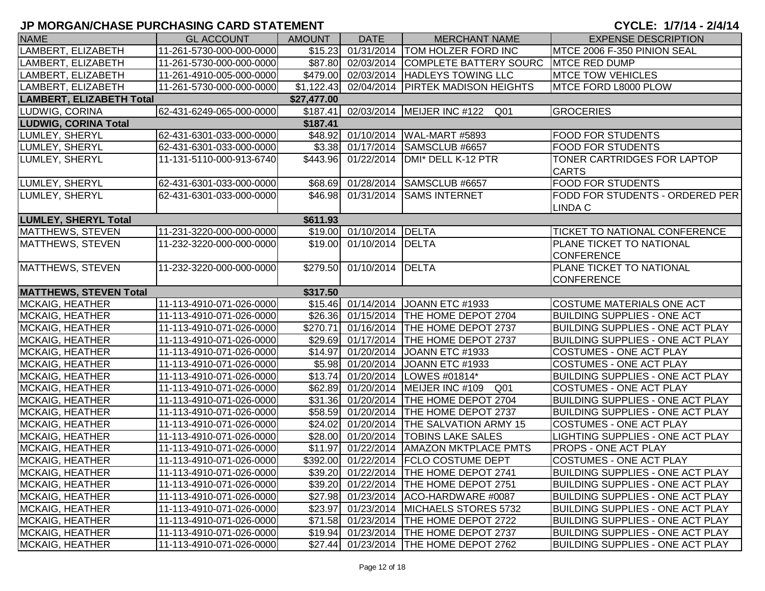# JP MORGAN/CHASE PURCHASING CARD STATEMENT

**CYCLE: 1/7/14 - 2/4/14**

| NAME | GL ACCOUNT | AMOUNT | DATE | MERCHANT NAME | EXPENSE DESCRIPTION |
|---|---|---|---|---|---|
| LAMBERT, ELIZABETH | 11-261-5730-000-000-0000 | $15.23 | 01/31/2014 | TOM HOLZER FORD INC | MTCE 2006 F-350 PINION SEAL |
| LAMBERT, ELIZABETH | 11-261-5730-000-000-0000 | $87.80 | 02/03/2014 | COMPLETE BATTERY SOURC | MTCE RED DUMP |
| LAMBERT, ELIZABETH | 11-261-4910-005-000-0000 | $479.00 | 02/03/2014 | HADLEYS TOWING LLC | MTCE TOW VEHICLES |
| LAMBERT, ELIZABETH | 11-261-5730-000-000-0000 | $1,122.43 | 02/04/2014 | PIRTEK MADISON HEIGHTS | MTCE FORD L8000 PLOW |
| **LAMBERT, ELIZABETH Total** | | **$27,477.00** | | | |
| LUDWIG, CORINA | 62-431-6249-065-000-0000 | $187.41 | 02/03/2014 | MEIJER INC #122 Q01 | GROCERIES |
| **LUDWIG, CORINA Total** | | **$187.41** | | | |
| LUMLEY, SHERYL | 62-431-6301-033-000-0000 | $48.92 | 01/10/2014 | WAL-MART #5893 | FOOD FOR STUDENTS |
| LUMLEY, SHERYL | 62-431-6301-033-000-0000 | $3.38 | 01/17/2014 | SAMSCLUB #6657 | FOOD FOR STUDENTS |
| LUMLEY, SHERYL | 11-131-5110-000-913-6740 | $443.96 | 01/22/2014 | DMI* DELL K-12 PTR | TONER CARTRIDGES FOR LAPTOP CARTS |
| LUMLEY, SHERYL | 62-431-6301-033-000-0000 | $68.69 | 01/28/2014 | SAMSCLUB #6657 | FOOD FOR STUDENTS |
| LUMLEY, SHERYL | 62-431-6301-033-000-0000 | $46.98 | 01/31/2014 | SAMS INTERNET | FODD FOR STUDENTS - ORDERED PER LINDA C |
| **LUMLEY, SHERYL Total** | | **$611.93** | | | |
| MATTHEWS, STEVEN | 11-231-3220-000-000-0000 | $19.00 | 01/10/2014 | DELTA | TICKET TO NATIONAL CONFERENCE |
| MATTHEWS, STEVEN | 11-232-3220-000-000-0000 | $19.00 | 01/10/2014 | DELTA | PLANE TICKET TO NATIONAL CONFERENCE |
| MATTHEWS, STEVEN | 11-232-3220-000-000-0000 | $279.50 | 01/10/2014 | DELTA | PLANE TICKET TO NATIONAL CONFERENCE |
| **MATTHEWS, STEVEN Total** | | **$317.50** | | | |
| MCKAIG, HEATHER | 11-113-4910-071-026-0000 | $15.46 | 01/14/2014 | JOANN ETC #1933 | COSTUME MATERIALS ONE ACT |
| MCKAIG, HEATHER | 11-113-4910-071-026-0000 | $26.36 | 01/15/2014 | THE HOME DEPOT 2704 | BUILDING SUPPLIES - ONE ACT |
| MCKAIG, HEATHER | 11-113-4910-071-026-0000 | $270.71 | 01/16/2014 | THE HOME DEPOT 2737 | BUILDING SUPPLIES - ONE ACT PLAY |
| MCKAIG, HEATHER | 11-113-4910-071-026-0000 | $29.69 | 01/17/2014 | THE HOME DEPOT 2737 | BUILDING SUPPLIES - ONE ACT PLAY |
| MCKAIG, HEATHER | 11-113-4910-071-026-0000 | $14.97 | 01/20/2014 | JOANN ETC #1933 | COSTUMES - ONE ACT PLAY |
| MCKAIG, HEATHER | 11-113-4910-071-026-0000 | $5.98 | 01/20/2014 | JOANN ETC #1933 | COSTUMES - ONE ACT PLAY |
| MCKAIG, HEATHER | 11-113-4910-071-026-0000 | $13.74 | 01/20/2014 | LOWES #01814* | BUILDING SUPPLIES - ONE ACT PLAY |
| MCKAIG, HEATHER | 11-113-4910-071-026-0000 | $62.89 | 01/20/2014 | MEIJER INC #109 Q01 | COSTUMES - ONE ACT PLAY |
| MCKAIG, HEATHER | 11-113-4910-071-026-0000 | $31.36 | 01/20/2014 | THE HOME DEPOT 2704 | BUILDING SUPPLIES - ONE ACT PLAY |
| MCKAIG, HEATHER | 11-113-4910-071-026-0000 | $58.59 | 01/20/2014 | THE HOME DEPOT 2737 | BUILDING SUPPLIES - ONE ACT PLAY |
| MCKAIG, HEATHER | 11-113-4910-071-026-0000 | $24.02 | 01/20/2014 | THE SALVATION ARMY 15 | COSTUMES - ONE ACT PLAY |
| MCKAIG, HEATHER | 11-113-4910-071-026-0000 | $28.00 | 01/20/2014 | TOBINS LAKE SALES | LIGHTING SUPPLIES - ONE ACT PLAY |
| MCKAIG, HEATHER | 11-113-4910-071-026-0000 | $11.97 | 01/22/2014 | AMAZON MKTPLACE PMTS | PROPS - ONE ACT PLAY |
| MCKAIG, HEATHER | 11-113-4910-071-026-0000 | $392.00 | 01/22/2014 | FCLO COSTUME DEPT | COSTUMES - ONE ACT PLAY |
| MCKAIG, HEATHER | 11-113-4910-071-026-0000 | $39.20 | 01/22/2014 | THE HOME DEPOT 2741 | BUILDING SUPPLIES - ONE ACT PLAY |
| MCKAIG, HEATHER | 11-113-4910-071-026-0000 | $39.20 | 01/22/2014 | THE HOME DEPOT 2751 | BUILDING SUPPLIES - ONE ACT PLAY |
| MCKAIG, HEATHER | 11-113-4910-071-026-0000 | $27.98 | 01/23/2014 | ACO-HARDWARE #0087 | BUILDING SUPPLIES - ONE ACT PLAY |
| MCKAIG, HEATHER | 11-113-4910-071-026-0000 | $23.97 | 01/23/2014 | MICHAELS STORES 5732 | BUILDING SUPPLIES - ONE ACT PLAY |
| MCKAIG, HEATHER | 11-113-4910-071-026-0000 | $71.58 | 01/23/2014 | THE HOME DEPOT 2722 | BUILDING SUPPLIES - ONE ACT PLAY |
| MCKAIG, HEATHER | 11-113-4910-071-026-0000 | $19.94 | 01/23/2014 | THE HOME DEPOT 2737 | BUILDING SUPPLIES - ONE ACT PLAY |
| MCKAIG, HEATHER | 11-113-4910-071-026-0000 | $27.44 | 01/23/2014 | THE HOME DEPOT 2762 | BUILDING SUPPLIES - ONE ACT PLAY |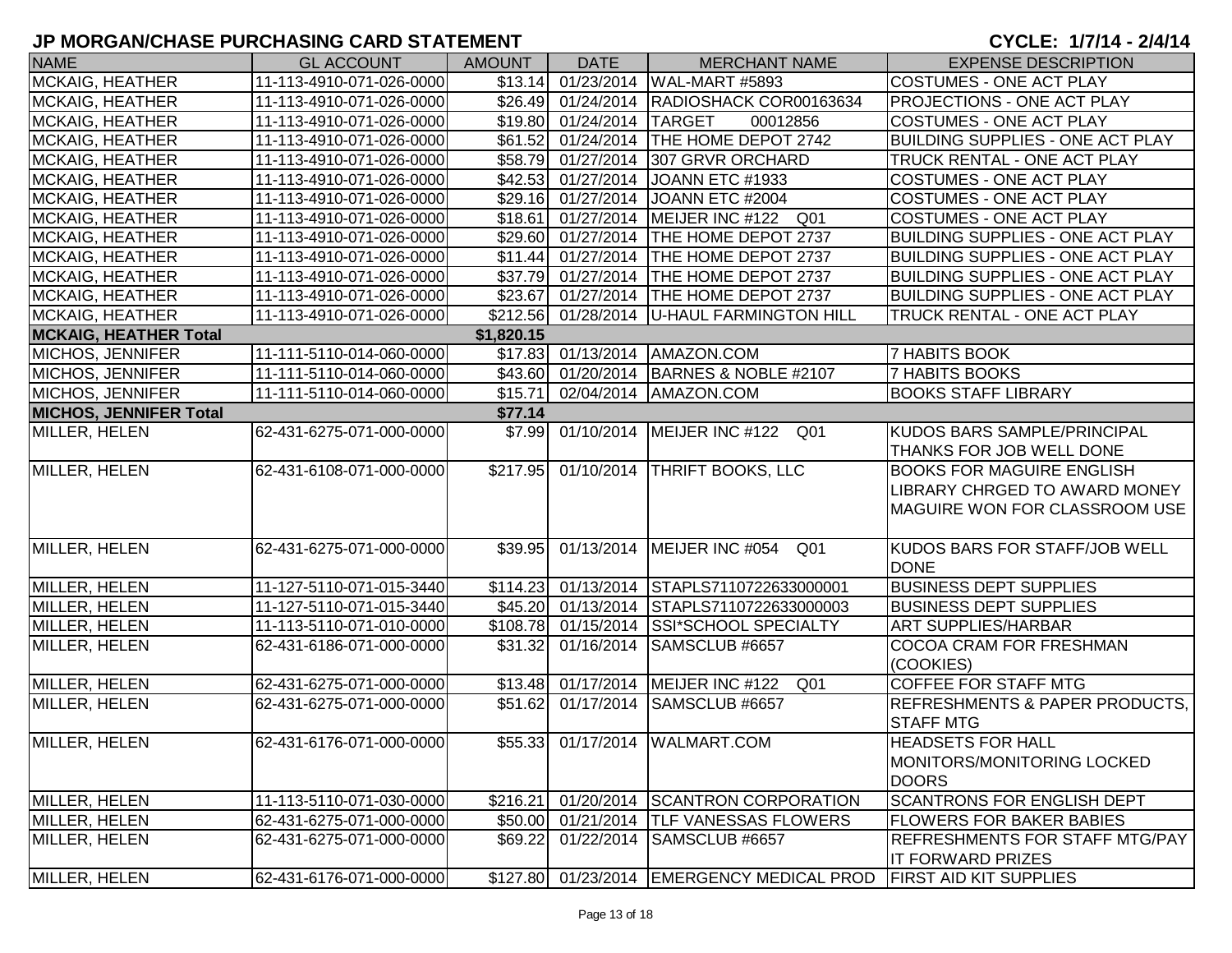# JP MORGAN/CHASE PURCHASING CARD STATEMENT

**CYCLE: 1/7/14 - 2/4/14**

| NAME | GL ACCOUNT | AMOUNT | DATE | MERCHANT NAME | EXPENSE DESCRIPTION |
|---|---|---|---|---|---|
| MCKAIG, HEATHER | 11-113-4910-071-026-0000 | $13.14 | 01/23/2014 | WAL-MART #5893 | COSTUMES - ONE ACT PLAY |
| MCKAIG, HEATHER | 11-113-4910-071-026-0000 | $26.49 | 01/24/2014 | RADIOSHACK COR00163634 | PROJECTIONS - ONE ACT PLAY |
| MCKAIG, HEATHER | 11-113-4910-071-026-0000 | $19.80 | 01/24/2014 | TARGET 00012856 | COSTUMES - ONE ACT PLAY |
| MCKAIG, HEATHER | 11-113-4910-071-026-0000 | $61.52 | 01/24/2014 | THE HOME DEPOT 2742 | BUILDING SUPPLIES - ONE ACT PLAY |
| MCKAIG, HEATHER | 11-113-4910-071-026-0000 | $58.79 | 01/27/2014 | 307 GRVR ORCHARD | TRUCK RENTAL - ONE ACT PLAY |
| MCKAIG, HEATHER | 11-113-4910-071-026-0000 | $42.53 | 01/27/2014 | JOANN ETC #1933 | COSTUMES - ONE ACT PLAY |
| MCKAIG, HEATHER | 11-113-4910-071-026-0000 | $29.16 | 01/27/2014 | JOANN ETC #2004 | COSTUMES - ONE ACT PLAY |
| MCKAIG, HEATHER | 11-113-4910-071-026-0000 | $18.61 | 01/27/2014 | MEIJER INC #122 Q01 | COSTUMES - ONE ACT PLAY |
| MCKAIG, HEATHER | 11-113-4910-071-026-0000 | $29.60 | 01/27/2014 | THE HOME DEPOT 2737 | BUILDING SUPPLIES - ONE ACT PLAY |
| MCKAIG, HEATHER | 11-113-4910-071-026-0000 | $11.44 | 01/27/2014 | THE HOME DEPOT 2737 | BUILDING SUPPLIES - ONE ACT PLAY |
| MCKAIG, HEATHER | 11-113-4910-071-026-0000 | $37.79 | 01/27/2014 | THE HOME DEPOT 2737 | BUILDING SUPPLIES - ONE ACT PLAY |
| MCKAIG, HEATHER | 11-113-4910-071-026-0000 | $23.67 | 01/27/2014 | THE HOME DEPOT 2737 | BUILDING SUPPLIES - ONE ACT PLAY |
| MCKAIG, HEATHER | 11-113-4910-071-026-0000 | $212.56 | 01/28/2014 | U-HAUL FARMINGTON HILL | TRUCK RENTAL - ONE ACT PLAY |
| **MCKAIG, HEATHER Total** | | **$1,820.15** | | | |
| MICHOS, JENNIFER | 11-111-5110-014-060-0000 | $17.83 | 01/13/2014 | AMAZON.COM | 7 HABITS BOOK |
| MICHOS, JENNIFER | 11-111-5110-014-060-0000 | $43.60 | 01/20/2014 | BARNES & NOBLE #2107 | 7 HABITS BOOKS |
| MICHOS, JENNIFER | 11-111-5110-014-060-0000 | $15.71 | 02/04/2014 | AMAZON.COM | BOOKS STAFF LIBRARY |
| **MICHOS, JENNIFER Total** | | **$77.14** | | | |
| MILLER, HELEN | 62-431-6275-071-000-0000 | $7.99 | 01/10/2014 | MEIJER INC #122 Q01 | KUDOS BARS SAMPLE/PRINCIPAL THANKS FOR JOB WELL DONE |
| MILLER, HELEN | 62-431-6108-071-000-0000 | $217.95 | 01/10/2014 | THRIFT BOOKS, LLC | BOOKS FOR MAGUIRE ENGLISH LIBRARY CHRGED TO AWARD MONEY MAGUIRE WON FOR CLASSROOM USE |
| MILLER, HELEN | 62-431-6275-071-000-0000 | $39.95 | 01/13/2014 | MEIJER INC #054 Q01 | KUDOS BARS FOR STAFF/JOB WELL DONE |
| MILLER, HELEN | 11-127-5110-071-015-3440 | $114.23 | 01/13/2014 | STAPLS7110722633000001 | BUSINESS DEPT SUPPLIES |
| MILLER, HELEN | 11-127-5110-071-015-3440 | $45.20 | 01/13/2014 | STAPLS7110722633000003 | BUSINESS DEPT SUPPLIES |
| MILLER, HELEN | 11-113-5110-071-010-0000 | $108.78 | 01/15/2014 | SSI*SCHOOL SPECIALTY | ART SUPPLIES/HARBAR |
| MILLER, HELEN | 62-431-6186-071-000-0000 | $31.32 | 01/16/2014 | SAMSCLUB #6657 | COCOA CRAM FOR FRESHMAN (COOKIES) |
| MILLER, HELEN | 62-431-6275-071-000-0000 | $13.48 | 01/17/2014 | MEIJER INC #122 Q01 | COFFEE FOR STAFF MTG |
| MILLER, HELEN | 62-431-6275-071-000-0000 | $51.62 | 01/17/2014 | SAMSCLUB #6657 | REFRESHMENTS & PAPER PRODUCTS, STAFF MTG |
| MILLER, HELEN | 62-431-6176-071-000-0000 | $55.33 | 01/17/2014 | WALMART.COM | HEADSETS FOR HALL MONITORS/MONITORING LOCKED DOORS |
| MILLER, HELEN | 11-113-5110-071-030-0000 | $216.21 | 01/20/2014 | SCANTRON CORPORATION | SCANTRONS FOR ENGLISH DEPT |
| MILLER, HELEN | 62-431-6275-071-000-0000 | $50.00 | 01/21/2014 | TLF VANESSAS FLOWERS | FLOWERS FOR BAKER BABIES |
| MILLER, HELEN | 62-431-6275-071-000-0000 | $69.22 | 01/22/2014 | SAMSCLUB #6657 | REFRESHMENTS FOR STAFF MTG/PAY IT FORWARD PRIZES |
| MILLER, HELEN | 62-431-6176-071-000-0000 | $127.80 | 01/23/2014 | EMERGENCY MEDICAL PROD | FIRST AID KIT SUPPLIES |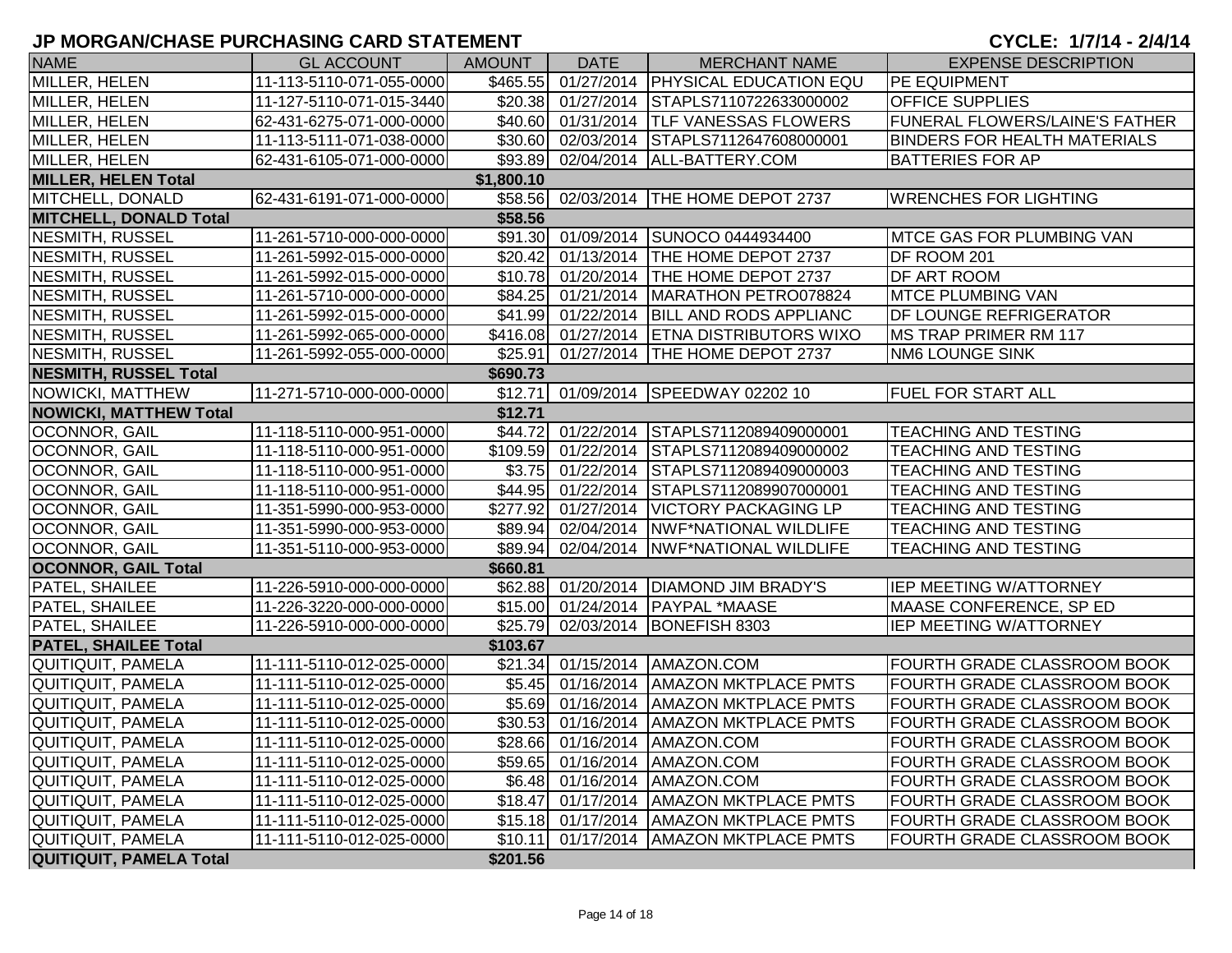# JP MORGAN/CHASE PURCHASING CARD STATEMENT

CYCLE: 1/7/14 - 2/4/14

| NAME | GL ACCOUNT | AMOUNT | DATE | MERCHANT NAME | EXPENSE DESCRIPTION |
|---|---|---|---|---|---|
| MILLER, HELEN | 11-113-5110-071-055-0000 | $465.55 | 01/27/2014 | PHYSICAL EDUCATION EQU | PE EQUIPMENT |
| MILLER, HELEN | 11-127-5110-071-015-3440 | $20.38 | 01/27/2014 | STAPLS7110722633000002 | OFFICE SUPPLIES |
| MILLER, HELEN | 62-431-6275-071-000-0000 | $40.60 | 01/31/2014 | TLF VANESSAS FLOWERS | FUNERAL FLOWERS/LAINE'S FATHER |
| MILLER, HELEN | 11-113-5111-071-038-0000 | $30.60 | 02/03/2014 | STAPLS7112647608000001 | BINDERS FOR HEALTH MATERIALS |
| MILLER, HELEN | 62-431-6105-071-000-0000 | $93.89 | 02/04/2014 | ALL-BATTERY.COM | BATTERIES FOR AP |
| **MILLER, HELEN Total** | | **$1,800.10** | | | |
| MITCHELL, DONALD | 62-431-6191-071-000-0000 | $58.56 | 02/03/2014 | THE HOME DEPOT 2737 | WRENCHES FOR LIGHTING |
| **MITCHELL, DONALD Total** | | **$58.56** | | | |
| NESMITH, RUSSEL | 11-261-5710-000-000-0000 | $91.30 | 01/09/2014 | SUNOCO 0444934400 | MTCE GAS FOR PLUMBING VAN |
| NESMITH, RUSSEL | 11-261-5992-015-000-0000 | $20.42 | 01/13/2014 | THE HOME DEPOT 2737 | DF ROOM 201 |
| NESMITH, RUSSEL | 11-261-5992-015-000-0000 | $10.78 | 01/20/2014 | THE HOME DEPOT 2737 | DF ART ROOM |
| NESMITH, RUSSEL | 11-261-5710-000-000-0000 | $84.25 | 01/21/2014 | MARATHON PETRO078824 | MTCE PLUMBING VAN |
| NESMITH, RUSSEL | 11-261-5992-015-000-0000 | $41.99 | 01/22/2014 | BILL AND RODS APPLIANC | DF LOUNGE REFRIGERATOR |
| NESMITH, RUSSEL | 11-261-5992-065-000-0000 | $416.08 | 01/27/2014 | ETNA DISTRIBUTORS WIXO | MS TRAP PRIMER RM 117 |
| NESMITH, RUSSEL | 11-261-5992-055-000-0000 | $25.91 | 01/27/2014 | THE HOME DEPOT 2737 | NM6 LOUNGE SINK |
| **NESMITH, RUSSEL Total** | | **$690.73** | | | |
| NOWICKI, MATTHEW | 11-271-5710-000-000-0000 | $12.71 | 01/09/2014 | SPEEDWAY 02202 10 | FUEL FOR START ALL |
| **NOWICKI, MATTHEW Total** | | **$12.71** | | | |
| OCONNOR, GAIL | 11-118-5110-000-951-0000 | $44.72 | 01/22/2014 | STAPLS7112089409000001 | TEACHING AND TESTING |
| OCONNOR, GAIL | 11-118-5110-000-951-0000 | $109.59 | 01/22/2014 | STAPLS7112089409000002 | TEACHING AND TESTING |
| OCONNOR, GAIL | 11-118-5110-000-951-0000 | $3.75 | 01/22/2014 | STAPLS7112089409000003 | TEACHING AND TESTING |
| OCONNOR, GAIL | 11-118-5110-000-951-0000 | $44.95 | 01/22/2014 | STAPLS7112089907000001 | TEACHING AND TESTING |
| OCONNOR, GAIL | 11-351-5990-000-953-0000 | $277.92 | 01/27/2014 | VICTORY PACKAGING LP | TEACHING AND TESTING |
| OCONNOR, GAIL | 11-351-5990-000-953-0000 | $89.94 | 02/04/2014 | NWF*NATIONAL WILDLIFE | TEACHING AND TESTING |
| OCONNOR, GAIL | 11-351-5110-000-953-0000 | $89.94 | 02/04/2014 | NWF*NATIONAL WILDLIFE | TEACHING AND TESTING |
| **OCONNOR, GAIL Total** | | **$660.81** | | | |
| PATEL, SHAILEE | 11-226-5910-000-000-0000 | $62.88 | 01/20/2014 | DIAMOND JIM BRADY'S | IEP MEETING W/ATTORNEY |
| PATEL, SHAILEE | 11-226-3220-000-000-0000 | $15.00 | 01/24/2014 | PAYPAL *MAASE | MAASE CONFERENCE, SP ED |
| PATEL, SHAILEE | 11-226-5910-000-000-0000 | $25.79 | 02/03/2014 | BONEFISH 8303 | IEP MEETING W/ATTORNEY |
| **PATEL, SHAILEE Total** | | **$103.67** | | | |
| QUITIQUIT, PAMELA | 11-111-5110-012-025-0000 | $21.34 | 01/15/2014 | AMAZON.COM | FOURTH GRADE CLASSROOM BOOK |
| QUITIQUIT, PAMELA | 11-111-5110-012-025-0000 | $5.45 | 01/16/2014 | AMAZON MKTPLACE PMTS | FOURTH GRADE CLASSROOM BOOK |
| QUITIQUIT, PAMELA | 11-111-5110-012-025-0000 | $5.69 | 01/16/2014 | AMAZON MKTPLACE PMTS | FOURTH GRADE CLASSROOM BOOK |
| QUITIQUIT, PAMELA | 11-111-5110-012-025-0000 | $30.53 | 01/16/2014 | AMAZON MKTPLACE PMTS | FOURTH GRADE CLASSROOM BOOK |
| QUITIQUIT, PAMELA | 11-111-5110-012-025-0000 | $28.66 | 01/16/2014 | AMAZON.COM | FOURTH GRADE CLASSROOM BOOK |
| QUITIQUIT, PAMELA | 11-111-5110-012-025-0000 | $59.65 | 01/16/2014 | AMAZON.COM | FOURTH GRADE CLASSROOM BOOK |
| QUITIQUIT, PAMELA | 11-111-5110-012-025-0000 | $6.48 | 01/16/2014 | AMAZON.COM | FOURTH GRADE CLASSROOM BOOK |
| QUITIQUIT, PAMELA | 11-111-5110-012-025-0000 | $18.47 | 01/17/2014 | AMAZON MKTPLACE PMTS | FOURTH GRADE CLASSROOM BOOK |
| QUITIQUIT, PAMELA | 11-111-5110-012-025-0000 | $15.18 | 01/17/2014 | AMAZON MKTPLACE PMTS | FOURTH GRADE CLASSROOM BOOK |
| QUITIQUIT, PAMELA | 11-111-5110-012-025-0000 | $10.11 | 01/17/2014 | AMAZON MKTPLACE PMTS | FOURTH GRADE CLASSROOM BOOK |
| **QUITIQUIT, PAMELA Total** | | **$201.56** | | | |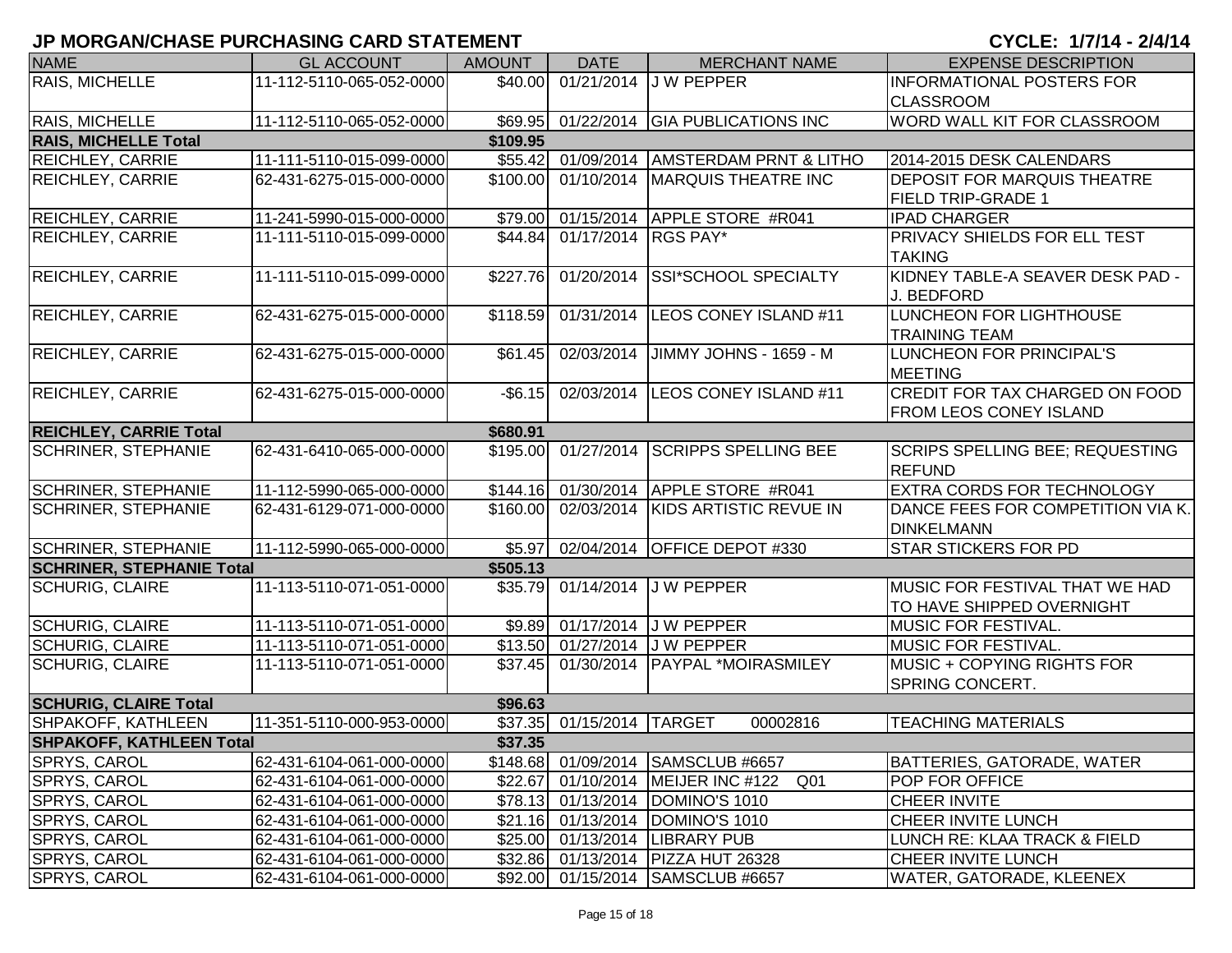# JP MORGAN/CHASE PURCHASING CARD STATEMENT

**CYCLE: 1/7/14 - 2/4/14**

| NAME | GL ACCOUNT | AMOUNT | DATE | MERCHANT NAME | EXPENSE DESCRIPTION |
|---|---|---|---|---|---|
| RAIS, MICHELLE | 11-112-5110-065-052-0000 | $40.00 | 01/21/2014 | J W PEPPER | INFORMATIONAL POSTERS FOR CLASSROOM |
| RAIS, MICHELLE | 11-112-5110-065-052-0000 | $69.95 | 01/22/2014 | GIA PUBLICATIONS INC | WORD WALL KIT FOR CLASSROOM |
| **RAIS, MICHELLE Total** | | **$109.95** | | | |
| REICHLEY, CARRIE | 11-111-5110-015-099-0000 | $55.42 | 01/09/2014 | AMSTERDAM PRNT & LITHO | 2014-2015 DESK CALENDARS |
| REICHLEY, CARRIE | 62-431-6275-015-000-0000 | $100.00 | 01/10/2014 | MARQUIS THEATRE INC | DEPOSIT FOR MARQUIS THEATRE FIELD TRIP-GRADE 1 |
| REICHLEY, CARRIE | 11-241-5990-015-000-0000 | $79.00 | 01/15/2014 | APPLE STORE #R041 | IPAD CHARGER |
| REICHLEY, CARRIE | 11-111-5110-015-099-0000 | $44.84 | 01/17/2014 | RGS PAY* | PRIVACY SHIELDS FOR ELL TEST TAKING |
| REICHLEY, CARRIE | 11-111-5110-015-099-0000 | $227.76 | 01/20/2014 | SSI*SCHOOL SPECIALTY | KIDNEY TABLE-A SEAVER DESK PAD - J. BEDFORD |
| REICHLEY, CARRIE | 62-431-6275-015-000-0000 | $118.59 | 01/31/2014 | LEOS CONEY ISLAND #11 | LUNCHEON FOR LIGHTHOUSE TRAINING TEAM |
| REICHLEY, CARRIE | 62-431-6275-015-000-0000 | $61.45 | 02/03/2014 | JIMMY JOHNS - 1659 - M | LUNCHEON FOR PRINCIPAL'S MEETING |
| REICHLEY, CARRIE | 62-431-6275-015-000-0000 | -$6.15 | 02/03/2014 | LEOS CONEY ISLAND #11 | CREDIT FOR TAX CHARGED ON FOOD FROM LEOS CONEY ISLAND |
| **REICHLEY, CARRIE Total** | | **$680.91** | | | |
| SCHRINER, STEPHANIE | 62-431-6410-065-000-0000 | $195.00 | 01/27/2014 | SCRIPPS SPELLING BEE | SCRIPS SPELLING BEE; REQUESTING REFUND |
| SCHRINER, STEPHANIE | 11-112-5990-065-000-0000 | $144.16 | 01/30/2014 | APPLE STORE #R041 | EXTRA CORDS FOR TECHNOLOGY |
| SCHRINER, STEPHANIE | 62-431-6129-071-000-0000 | $160.00 | 02/03/2014 | KIDS ARTISTIC REVUE IN | DANCE FEES FOR COMPETITION VIA K. DINKELMANN |
| SCHRINER, STEPHANIE | 11-112-5990-065-000-0000 | $5.97 | 02/04/2014 | OFFICE DEPOT #330 | STAR STICKERS FOR PD |
| **SCHRINER, STEPHANIE Total** | | **$505.13** | | | |
| SCHURIG, CLAIRE | 11-113-5110-071-051-0000 | $35.79 | 01/14/2014 | J W PEPPER | MUSIC FOR FESTIVAL THAT WE HAD TO HAVE SHIPPED OVERNIGHT |
| SCHURIG, CLAIRE | 11-113-5110-071-051-0000 | $9.89 | 01/17/2014 | J W PEPPER | MUSIC FOR FESTIVAL. |
| SCHURIG, CLAIRE | 11-113-5110-071-051-0000 | $13.50 | 01/27/2014 | J W PEPPER | MUSIC FOR FESTIVAL. |
| SCHURIG, CLAIRE | 11-113-5110-071-051-0000 | $37.45 | 01/30/2014 | PAYPAL *MOIRASMILEY | MUSIC + COPYING RIGHTS FOR SPRING CONCERT. |
| **SCHURIG, CLAIRE Total** | | **$96.63** | | | |
| SHPAKOFF, KATHLEEN | 11-351-5110-000-953-0000 | $37.35 | 01/15/2014 | TARGET 00002816 | TEACHING MATERIALS |
| **SHPAKOFF, KATHLEEN Total** | | **$37.35** | | | |
| SPRYS, CAROL | 62-431-6104-061-000-0000 | $148.68 | 01/09/2014 | SAMSCLUB #6657 | BATTERIES, GATORADE, WATER |
| SPRYS, CAROL | 62-431-6104-061-000-0000 | $22.67 | 01/10/2014 | MEIJER INC #122 Q01 | POP FOR OFFICE |
| SPRYS, CAROL | 62-431-6104-061-000-0000 | $78.13 | 01/13/2014 | DOMINO'S 1010 | CHEER INVITE |
| SPRYS, CAROL | 62-431-6104-061-000-0000 | $21.16 | 01/13/2014 | DOMINO'S 1010 | CHEER INVITE LUNCH |
| SPRYS, CAROL | 62-431-6104-061-000-0000 | $25.00 | 01/13/2014 | LIBRARY PUB | LUNCH RE: KLAA TRACK & FIELD |
| SPRYS, CAROL | 62-431-6104-061-000-0000 | $32.86 | 01/13/2014 | PIZZA HUT 26328 | CHEER INVITE LUNCH |
| SPRYS, CAROL | 62-431-6104-061-000-0000 | $92.00 | 01/15/2014 | SAMSCLUB #6657 | WATER, GATORADE, KLEENEX |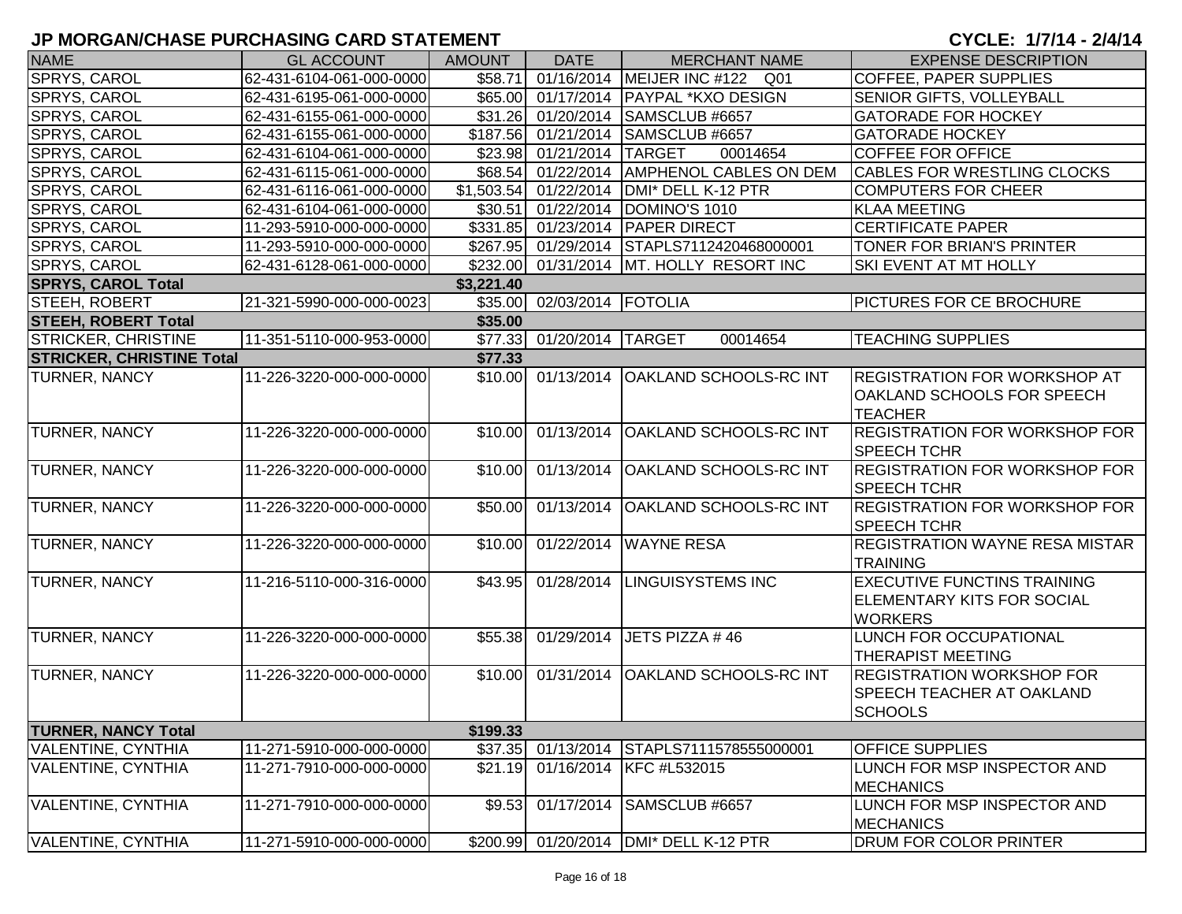## JP MORGAN/CHASE PURCHASING CARD STATEMENT

**CYCLE: 1/7/14 - 2/4/14**

| NAME | GL ACCOUNT | AMOUNT | DATE | MERCHANT NAME | EXPENSE DESCRIPTION |
|---|---|---|---|---|---|
| SPRYS, CAROL | 62-431-6104-061-000-0000 | $58.71 | 01/16/2014 | MEIJER INC #122 Q01 | COFFEE, PAPER SUPPLIES |
| SPRYS, CAROL | 62-431-6195-061-000-0000 | $65.00 | 01/17/2014 | PAYPAL *KXO DESIGN | SENIOR GIFTS, VOLLEYBALL |
| SPRYS, CAROL | 62-431-6155-061-000-0000 | $31.26 | 01/20/2014 | SAMSCLUB #6657 | GATORADE FOR HOCKEY |
| SPRYS, CAROL | 62-431-6155-061-000-0000 | $187.56 | 01/21/2014 | SAMSCLUB #6657 | GATORADE HOCKEY |
| SPRYS, CAROL | 62-431-6104-061-000-0000 | $23.98 | 01/21/2014 | TARGET 00014654 | COFFEE FOR OFFICE |
| SPRYS, CAROL | 62-431-6115-061-000-0000 | $68.54 | 01/22/2014 | AMPHENOL CABLES ON DEM | CABLES FOR WRESTLING CLOCKS |
| SPRYS, CAROL | 62-431-6116-061-000-0000 | $1,503.54 | 01/22/2014 | DMI* DELL K-12 PTR | COMPUTERS FOR CHEER |
| SPRYS, CAROL | 62-431-6104-061-000-0000 | $30.51 | 01/22/2014 | DOMINO'S 1010 | KLAA MEETING |
| SPRYS, CAROL | 11-293-5910-000-000-0000 | $331.85 | 01/23/2014 | PAPER DIRECT | CERTIFICATE PAPER |
| SPRYS, CAROL | 11-293-5910-000-000-0000 | $267.95 | 01/29/2014 | STAPLS7112420468000001 | TONER FOR BRIAN'S PRINTER |
| SPRYS, CAROL | 62-431-6128-061-000-0000 | $232.00 | 01/31/2014 | MT. HOLLY RESORT INC | SKI EVENT AT MT HOLLY |
| **SPRYS, CAROL Total** | | **$3,221.40** | | | |
| STEEH, ROBERT | 21-321-5990-000-000-0023 | $35.00 | 02/03/2014 | FOTOLIA | PICTURES FOR CE BROCHURE |
| **STEEH, ROBERT Total** | | **$35.00** | | | |
| STRICKER, CHRISTINE | 11-351-5110-000-953-0000 | $77.33 | 01/20/2014 | TARGET 00014654 | TEACHING SUPPLIES |
| **STRICKER, CHRISTINE Total** | | **$77.33** | | | |
| TURNER, NANCY | 11-226-3220-000-000-0000 | $10.00 | 01/13/2014 | OAKLAND SCHOOLS-RC INT | REGISTRATION FOR WORKSHOP AT OAKLAND SCHOOLS FOR SPEECH TEACHER |
| TURNER, NANCY | 11-226-3220-000-000-0000 | $10.00 | 01/13/2014 | OAKLAND SCHOOLS-RC INT | REGISTRATION FOR WORKSHOP FOR SPEECH TCHR |
| TURNER, NANCY | 11-226-3220-000-000-0000 | $10.00 | 01/13/2014 | OAKLAND SCHOOLS-RC INT | REGISTRATION FOR WORKSHOP FOR SPEECH TCHR |
| TURNER, NANCY | 11-226-3220-000-000-0000 | $50.00 | 01/13/2014 | OAKLAND SCHOOLS-RC INT | REGISTRATION FOR WORKSHOP FOR SPEECH TCHR |
| TURNER, NANCY | 11-226-3220-000-000-0000 | $10.00 | 01/22/2014 | WAYNE RESA | REGISTRATION WAYNE RESA MISTAR TRAINING |
| TURNER, NANCY | 11-216-5110-000-316-0000 | $43.95 | 01/28/2014 | LINGUISYSTEMS INC | EXECUTIVE FUNCTINS TRAINING ELEMENTARY KITS FOR SOCIAL WORKERS |
| TURNER, NANCY | 11-226-3220-000-000-0000 | $55.38 | 01/29/2014 | JETS PIZZA # 46 | LUNCH FOR OCCUPATIONAL THERAPIST MEETING |
| TURNER, NANCY | 11-226-3220-000-000-0000 | $10.00 | 01/31/2014 | OAKLAND SCHOOLS-RC INT | REGISTRATION WORKSHOP FOR SPEECH TEACHER AT OAKLAND SCHOOLS |
| **TURNER, NANCY Total** | | **$199.33** | | | |
| VALENTINE, CYNTHIA | 11-271-5910-000-000-0000 | $37.35 | 01/13/2014 | STAPLS7111578555000001 | OFFICE SUPPLIES |
| VALENTINE, CYNTHIA | 11-271-7910-000-000-0000 | $21.19 | 01/16/2014 | KFC #L532015 | LUNCH FOR MSP INSPECTOR AND MECHANICS |
| VALENTINE, CYNTHIA | 11-271-7910-000-000-0000 | $9.53 | 01/17/2014 | SAMSCLUB #6657 | LUNCH FOR MSP INSPECTOR AND MECHANICS |
| VALENTINE, CYNTHIA | 11-271-5910-000-000-0000 | $200.99 | 01/20/2014 | DMI* DELL K-12 PTR | DRUM FOR COLOR PRINTER |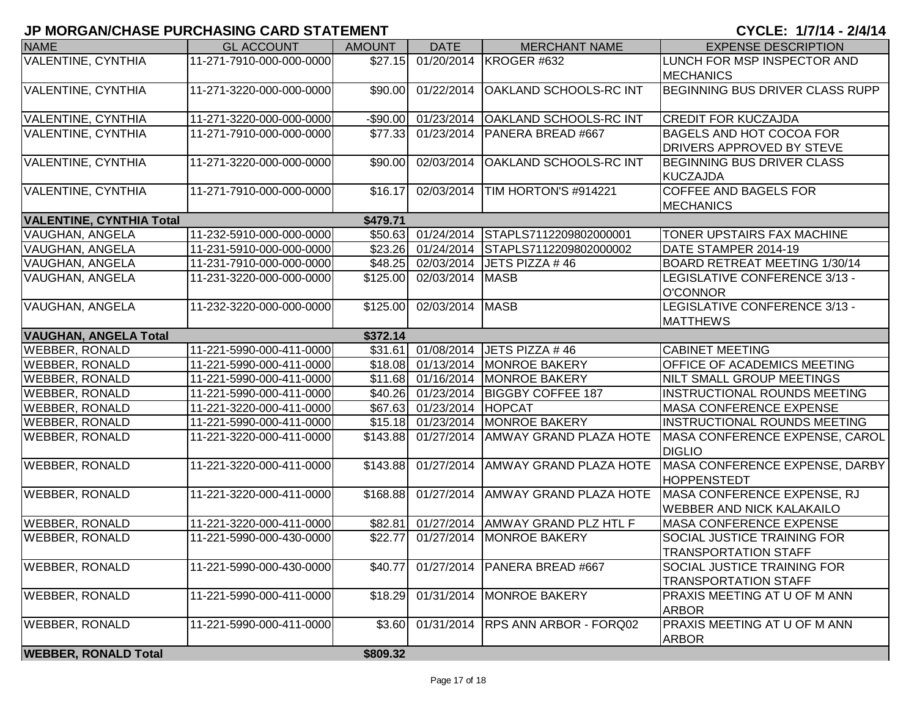# JP MORGAN/CHASE PURCHASING CARD STATEMENT

**CYCLE: 1/7/14 - 2/4/14**

| NAME | GL ACCOUNT | AMOUNT | DATE | MERCHANT NAME | EXPENSE DESCRIPTION |
|---|---|---|---|---|---|
| VALENTINE, CYNTHIA | 11-271-7910-000-000-0000 | $27.15 | 01/20/2014 | KROGER #632 | LUNCH FOR MSP INSPECTOR AND MECHANICS |
| VALENTINE, CYNTHIA | 11-271-3220-000-000-0000 | $90.00 | 01/22/2014 | OAKLAND SCHOOLS-RC INT | BEGINNING BUS DRIVER CLASS RUPP |
| VALENTINE, CYNTHIA | 11-271-3220-000-000-0000 | -$90.00 | 01/23/2014 | OAKLAND SCHOOLS-RC INT | CREDIT FOR KUCZAJDA |
| VALENTINE, CYNTHIA | 11-271-7910-000-000-0000 | $77.33 | 01/23/2014 | PANERA BREAD #667 | BAGELS AND HOT COCOA FOR DRIVERS APPROVED BY STEVE |
| VALENTINE, CYNTHIA | 11-271-3220-000-000-0000 | $90.00 | 02/03/2014 | OAKLAND SCHOOLS-RC INT | BEGINNING BUS DRIVER CLASS KUCZAJDA |
| VALENTINE, CYNTHIA | 11-271-7910-000-000-0000 | $16.17 | 02/03/2014 | TIM HORTON'S #914221 | COFFEE AND BAGELS FOR MECHANICS |
| **VALENTINE, CYNTHIA Total** | | **$479.71** | | | |
| VAUGHAN, ANGELA | 11-232-5910-000-000-0000 | $50.63 | 01/24/2014 | STAPLS7112209802000001 | TONER UPSTAIRS FAX MACHINE |
| VAUGHAN, ANGELA | 11-231-5910-000-000-0000 | $23.26 | 01/24/2014 | STAPLS7112209802000002 | DATE STAMPER 2014-19 |
| VAUGHAN, ANGELA | 11-231-7910-000-000-0000 | $48.25 | 02/03/2014 | JETS PIZZA # 46 | BOARD RETREAT MEETING 1/30/14 |
| VAUGHAN, ANGELA | 11-231-3220-000-000-0000 | $125.00 | 02/03/2014 | MASB | LEGISLATIVE CONFERENCE 3/13 - O'CONNOR |
| VAUGHAN, ANGELA | 11-232-3220-000-000-0000 | $125.00 | 02/03/2014 | MASB | LEGISLATIVE CONFERENCE 3/13 - MATTHEWS |
| **VAUGHAN, ANGELA Total** | | **$372.14** | | | |
| WEBBER, RONALD | 11-221-5990-000-411-0000 | $31.61 | 01/08/2014 | JETS PIZZA # 46 | CABINET MEETING |
| WEBBER, RONALD | 11-221-5990-000-411-0000 | $18.08 | 01/13/2014 | MONROE BAKERY | OFFICE OF ACADEMICS MEETING |
| WEBBER, RONALD | 11-221-5990-000-411-0000 | $11.68 | 01/16/2014 | MONROE BAKERY | NILT SMALL GROUP MEETINGS |
| WEBBER, RONALD | 11-221-5990-000-411-0000 | $40.26 | 01/23/2014 | BIGGBY COFFEE 187 | INSTRUCTIONAL ROUNDS MEETING |
| WEBBER, RONALD | 11-221-3220-000-411-0000 | $67.63 | 01/23/2014 | HOPCAT | MASA CONFERENCE EXPENSE |
| WEBBER, RONALD | 11-221-5990-000-411-0000 | $15.18 | 01/23/2014 | MONROE BAKERY | INSTRUCTIONAL ROUNDS MEETING |
| WEBBER, RONALD | 11-221-3220-000-411-0000 | $143.88 | 01/27/2014 | AMWAY GRAND PLAZA HOTE | MASA CONFERENCE EXPENSE, CAROL DIGLIO |
| WEBBER, RONALD | 11-221-3220-000-411-0000 | $143.88 | 01/27/2014 | AMWAY GRAND PLAZA HOTE | MASA CONFERENCE EXPENSE, DARBY HOPPENSTEDT |
| WEBBER, RONALD | 11-221-3220-000-411-0000 | $168.88 | 01/27/2014 | AMWAY GRAND PLAZA HOTE | MASA CONFERENCE EXPENSE, RJ WEBBER AND NICK KALAKAILO |
| WEBBER, RONALD | 11-221-3220-000-411-0000 | $82.81 | 01/27/2014 | AMWAY GRAND PLZ HTL F | MASA CONFERENCE EXPENSE |
| WEBBER, RONALD | 11-221-5990-000-430-0000 | $22.77 | 01/27/2014 | MONROE BAKERY | SOCIAL JUSTICE TRAINING FOR TRANSPORTATION STAFF |
| WEBBER, RONALD | 11-221-5990-000-430-0000 | $40.77 | 01/27/2014 | PANERA BREAD #667 | SOCIAL JUSTICE TRAINING FOR TRANSPORTATION STAFF |
| WEBBER, RONALD | 11-221-5990-000-411-0000 | $18.29 | 01/31/2014 | MONROE BAKERY | PRAXIS MEETING AT U OF M ANN ARBOR |
| WEBBER, RONALD | 11-221-5990-000-411-0000 | $3.60 | 01/31/2014 | RPS ANN ARBOR - FORQ02 | PRAXIS MEETING AT U OF M ANN ARBOR |
| **WEBBER, RONALD Total** | | **$809.32** | | | |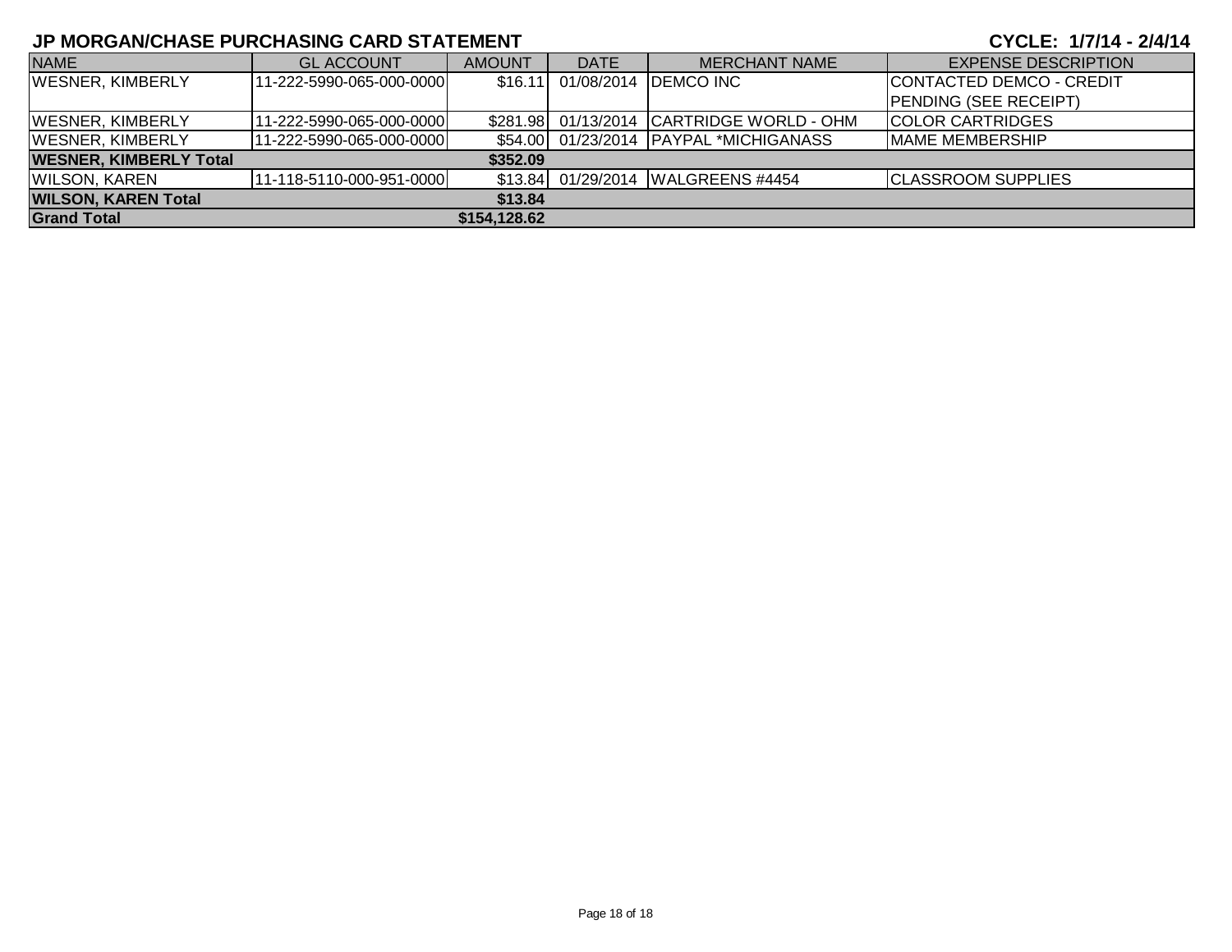## JP MORGAN/CHASE PURCHASING CARD STATEMENT

**CYCLE: 1/7/14 - 2/4/14**

| NAME | GL ACCOUNT | AMOUNT | DATE | MERCHANT NAME | EXPENSE DESCRIPTION |
|---|---|---|---|---|---|
| WESNER, KIMBERLY | 11-222-5990-065-000-0000 | $16.11 | 01/08/2014 | DEMCO INC | CONTACTED DEMCO - CREDIT PENDING (SEE RECEIPT) |
| WESNER, KIMBERLY | 11-222-5990-065-000-0000 | $281.98 | 01/13/2014 | CARTRIDGE WORLD - OHM | COLOR CARTRIDGES |
| WESNER, KIMBERLY | 11-222-5990-065-000-0000 | $54.00 | 01/23/2014 | PAYPAL *MICHIGANASS | MAME MEMBERSHIP |
| **WESNER, KIMBERLY Total** | | **$352.09** | | | |
| WILSON, KAREN | 11-118-5110-000-951-0000 | $13.84 | 01/29/2014 | WALGREENS #4454 | CLASSROOM SUPPLIES |
| **WILSON, KAREN Total** | | **$13.84** | | | |
| **Grand Total** | | **$154,128.62** | | | |